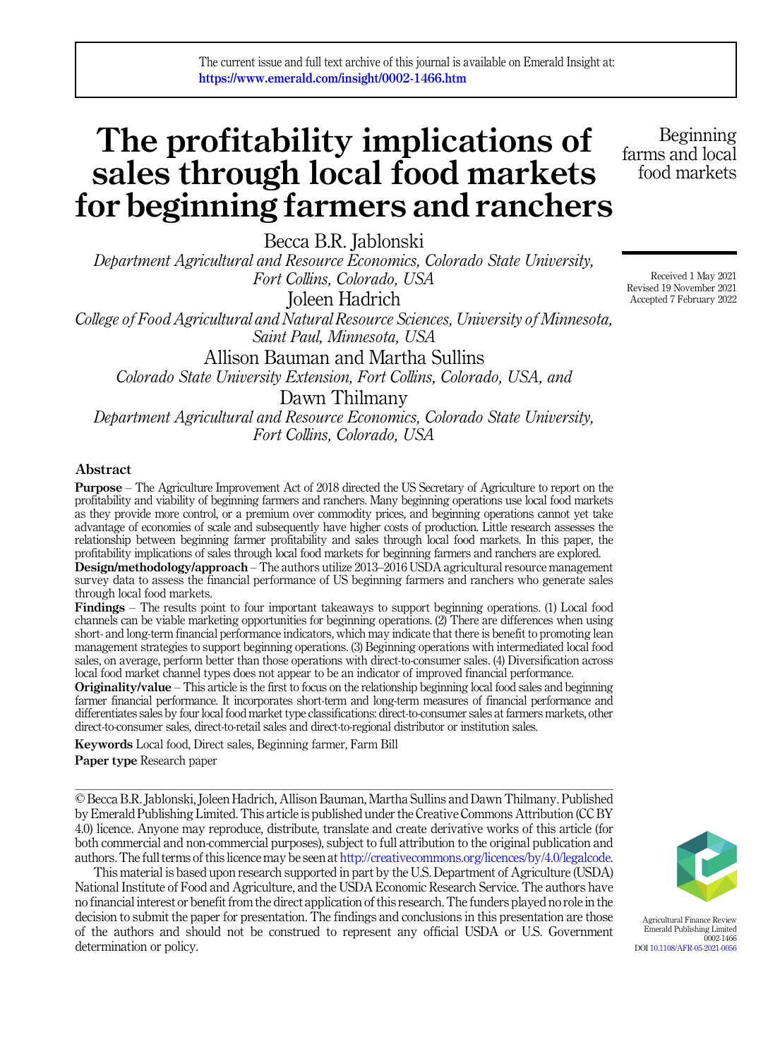The current issue and full text archive of this journal is available on Emerald Insight at: https://www.emerald.com/insight/0002-1466.htm

# The profitability implications of sales through local food markets for beginning farmers and ranchers

Becca B.R. Jablonski
*Department Agricultural and Resource Economics, Colorado State University, Fort Collins, Colorado, USA*

Joleen Hadrich
*College of Food Agricultural and Natural Resource Sciences, University of Minnesota, Saint Paul, Minnesota, USA*

Allison Bauman and Martha Sullins
*Colorado State University Extension, Fort Collins, Colorado, USA, and*

Dawn Thilmany
*Department Agricultural and Resource Economics, Colorado State University, Fort Collins, Colorado, USA*

Received 1 May 2021
Revised 19 November 2021
Accepted 7 February 2022

## Abstract

**Purpose** – The Agriculture Improvement Act of 2018 directed the US Secretary of Agriculture to report on the profitability and viability of beginning farmers and ranchers. Many beginning operations use local food markets as they provide more control, or a premium over commodity prices, and beginning operations cannot yet take advantage of economies of scale and subsequently have higher costs of production. Little research assesses the relationship between beginning farmer profitability and sales through local food markets. In this paper, the profitability implications of sales through local food markets for beginning farmers and ranchers are explored.

**Design/methodology/approach** – The authors utilize 2013–2016 USDA agricultural resource management survey data to assess the financial performance of US beginning farmers and ranchers who generate sales through local food markets.

**Findings** – The results point to four important takeaways to support beginning operations. (1) Local food channels can be viable marketing opportunities for beginning operations. (2) There are differences when using short- and long-term financial performance indicators, which may indicate that there is benefit to promoting lean management strategies to support beginning operations. (3) Beginning operations with intermediated local food sales, on average, perform better than those operations with direct-to-consumer sales. (4) Diversification across local food market channel types does not appear to be an indicator of improved financial performance.

**Originality/value** – This article is the first to focus on the relationship beginning local food sales and beginning farmer financial performance. It incorporates short-term and long-term measures of financial performance and differentiates sales by four local food market type classifications: direct-to-consumer sales at farmers markets, other direct-to-consumer sales, direct-to-retail sales and direct-to-regional distributor or institution sales.

**Keywords** Local food, Direct sales, Beginning farmer, Farm Bill

**Paper type** Research paper

© Becca B.R. Jablonski, Joleen Hadrich, Allison Bauman, Martha Sullins and Dawn Thilmany. Published by Emerald Publishing Limited. This article is published under the Creative Commons Attribution (CC BY 4.0) licence. Anyone may reproduce, distribute, translate and create derivative works of this article (for both commercial and non-commercial purposes), subject to full attribution to the original publication and authors. The full terms of this licence may be seen at http://creativecommons.org/licences/by/4.0/legalcode.

This material is based upon research supported in part by the U.S. Department of Agriculture (USDA) National Institute of Food and Agriculture, and the USDA Economic Research Service. The authors have no financial interest or benefit from the direct application of this research. The funders played no role in the decision to submit the paper for presentation. The findings and conclusions in this presentation are those of the authors and should not be construed to represent any official USDA or U.S. Government determination or policy.

Agricultural Finance Review
Emerald Publishing Limited
0002-1466
DOI 10.1108/AFR-05-2021-0056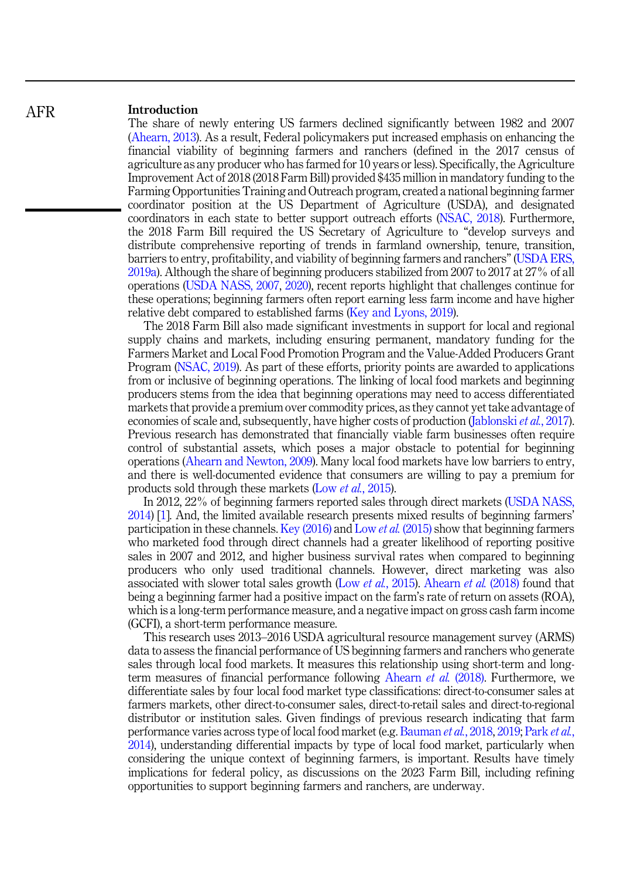## Introduction

The share of newly entering US farmers declined significantly between 1982 and 2007 (Ahearn, 2013). As a result, Federal policymakers put increased emphasis on enhancing the financial viability of beginning farmers and ranchers (defined in the 2017 census of agriculture as any producer who has farmed for 10 years or less). Specifically, the Agriculture Improvement Act of 2018 (2018 Farm Bill) provided $435 million in mandatory funding to the Farming Opportunities Training and Outreach program, created a national beginning farmer coordinator position at the US Department of Agriculture (USDA), and designated coordinators in each state to better support outreach efforts (NSAC, 2018). Furthermore, the 2018 Farm Bill required the US Secretary of Agriculture to "develop surveys and distribute comprehensive reporting of trends in farmland ownership, tenure, transition, barriers to entry, profitability, and viability of beginning farmers and ranchers" (USDA ERS, 2019a). Although the share of beginning producers stabilized from 2007 to 2017 at 27% of all operations (USDA NASS, 2007, 2020), recent reports highlight that challenges continue for these operations; beginning farmers often report earning less farm income and have higher relative debt compared to established farms (Key and Lyons, 2019).

The 2018 Farm Bill also made significant investments in support for local and regional supply chains and markets, including ensuring permanent, mandatory funding for the Farmers Market and Local Food Promotion Program and the Value-Added Producers Grant Program (NSAC, 2019). As part of these efforts, priority points are awarded to applications from or inclusive of beginning operations. The linking of local food markets and beginning producers stems from the idea that beginning operations may need to access differentiated markets that provide a premium over commodity prices, as they cannot yet take advantage of economies of scale and, subsequently, have higher costs of production (Jablonski *et al.*, 2017). Previous research has demonstrated that financially viable farm businesses often require control of substantial assets, which poses a major obstacle to potential for beginning operations (Ahearn and Newton, 2009). Many local food markets have low barriers to entry, and there is well-documented evidence that consumers are willing to pay a premium for products sold through these markets (Low *et al.*, 2015).

In 2012, 22% of beginning farmers reported sales through direct markets (USDA NASS, 2014) [1]. And, the limited available research presents mixed results of beginning farmers' participation in these channels. Key (2016) and Low *et al.* (2015) show that beginning farmers who marketed food through direct channels had a greater likelihood of reporting positive sales in 2007 and 2012, and higher business survival rates when compared to beginning producers who only used traditional channels. However, direct marketing was also associated with slower total sales growth (Low *et al.*, 2015). Ahearn *et al.* (2018) found that being a beginning farmer had a positive impact on the farm's rate of return on assets (ROA), which is a long-term performance measure, and a negative impact on gross cash farm income (GCFI), a short-term performance measure.

This research uses 2013–2016 USDA agricultural resource management survey (ARMS) data to assess the financial performance of US beginning farmers and ranchers who generate sales through local food markets. It measures this relationship using short-term and long-term measures of financial performance following Ahearn *et al.* (2018). Furthermore, we differentiate sales by four local food market type classifications: direct-to-consumer sales at farmers markets, other direct-to-consumer sales, direct-to-retail sales and direct-to-regional distributor or institution sales. Given findings of previous research indicating that farm performance varies across type of local food market (e.g. Bauman *et al.*, 2018, 2019; Park *et al.*, 2014), understanding differential impacts by type of local food market, particularly when considering the unique context of beginning farmers, is important. Results have timely implications for federal policy, as discussions on the 2023 Farm Bill, including refining opportunities to support beginning farmers and ranchers, are underway.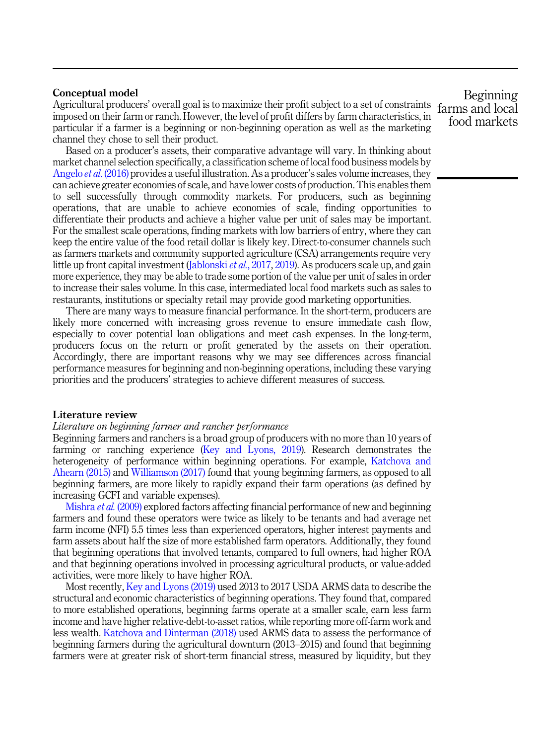## Conceptual model

Agricultural producers' overall goal is to maximize their profit subject to a set of constraints imposed on their farm or ranch. However, the level of profit differs by farm characteristics, in particular if a farmer is a beginning or non-beginning operation as well as the marketing channel they chose to sell their product.

Based on a producer's assets, their comparative advantage will vary. In thinking about market channel selection specifically, a classification scheme of local food business models by Angelo *et al.* (2016) provides a useful illustration. As a producer's sales volume increases, they can achieve greater economies of scale, and have lower costs of production. This enables them to sell successfully through commodity markets. For producers, such as beginning operations, that are unable to achieve economies of scale, finding opportunities to differentiate their products and achieve a higher value per unit of sales may be important. For the smallest scale operations, finding markets with low barriers of entry, where they can keep the entire value of the food retail dollar is likely key. Direct-to-consumer channels such as farmers markets and community supported agriculture (CSA) arrangements require very little up front capital investment (Jablonski *et al.*, 2017, 2019). As producers scale up, and gain more experience, they may be able to trade some portion of the value per unit of sales in order to increase their sales volume. In this case, intermediated local food markets such as sales to restaurants, institutions or specialty retail may provide good marketing opportunities.

There are many ways to measure financial performance. In the short-term, producers are likely more concerned with increasing gross revenue to ensure immediate cash flow, especially to cover potential loan obligations and meet cash expenses. In the long-term, producers focus on the return or profit generated by the assets on their operation. Accordingly, there are important reasons why we may see differences across financial performance measures for beginning and non-beginning operations, including these varying priorities and the producers' strategies to achieve different measures of success.

## Literature review

### *Literature on beginning farmer and rancher performance*

Beginning farmers and ranchers is a broad group of producers with no more than 10 years of farming or ranching experience (Key and Lyons, 2019). Research demonstrates the heterogeneity of performance within beginning operations. For example, Katchova and Ahearn (2015) and Williamson (2017) found that young beginning farmers, as opposed to all beginning farmers, are more likely to rapidly expand their farm operations (as defined by increasing GCFI and variable expenses).

Mishra *et al.* (2009) explored factors affecting financial performance of new and beginning farmers and found these operators were twice as likely to be tenants and had average net farm income (NFI) 5.5 times less than experienced operators, higher interest payments and farm assets about half the size of more established farm operators. Additionally, they found that beginning operations that involved tenants, compared to full owners, had higher ROA and that beginning operations involved in processing agricultural products, or value-added activities, were more likely to have higher ROA.

Most recently, Key and Lyons (2019) used 2013 to 2017 USDA ARMS data to describe the structural and economic characteristics of beginning operations. They found that, compared to more established operations, beginning farms operate at a smaller scale, earn less farm income and have higher relative-debt-to-asset ratios, while reporting more off-farm work and less wealth. Katchova and Dinterman (2018) used ARMS data to assess the performance of beginning farmers during the agricultural downturn (2013–2015) and found that beginning farmers were at greater risk of short-term financial stress, measured by liquidity, but they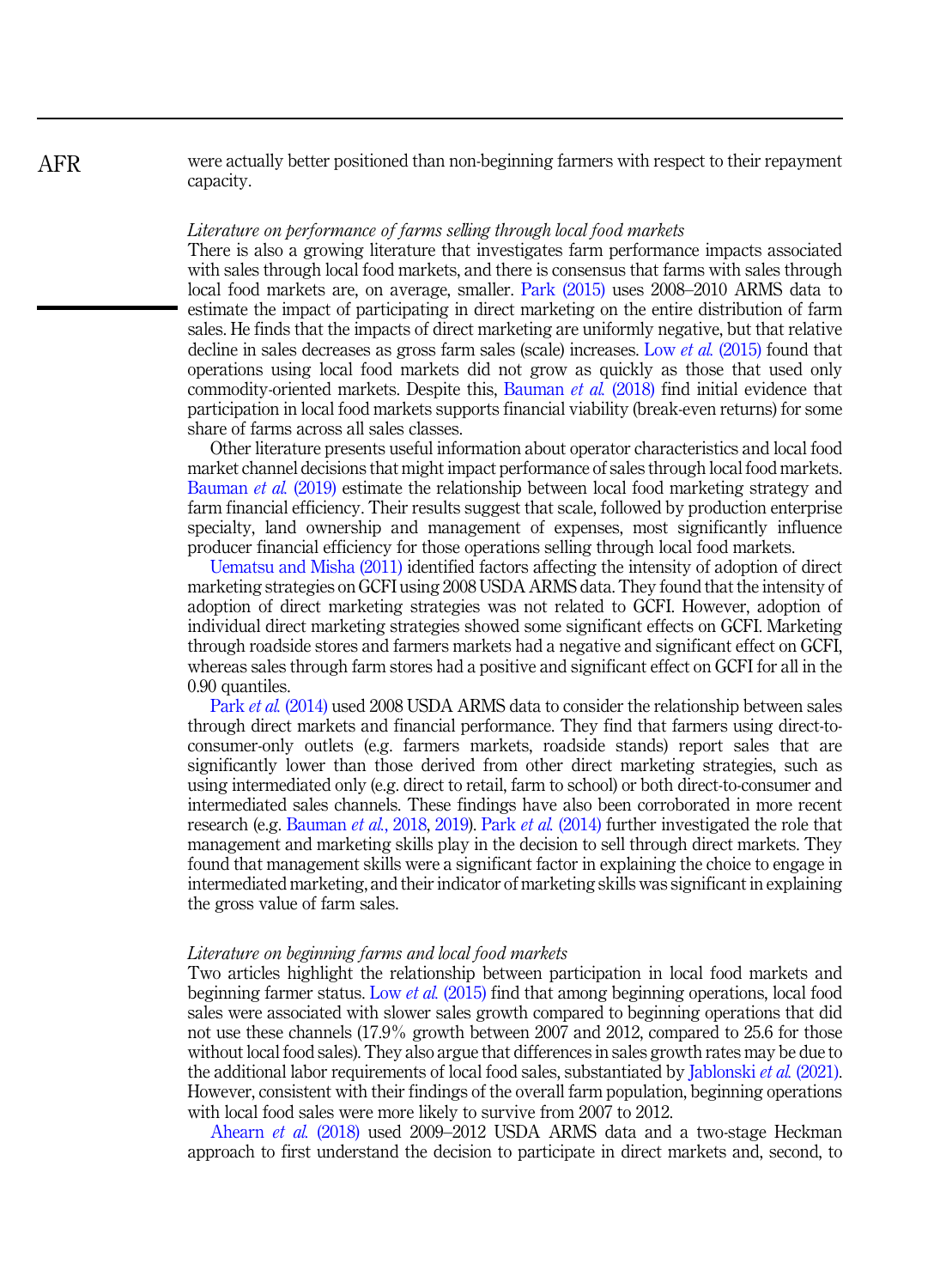were actually better positioned than non-beginning farmers with respect to their repayment capacity.

### *Literature on performance of farms selling through local food markets*

There is also a growing literature that investigates farm performance impacts associated with sales through local food markets, and there is consensus that farms with sales through local food markets are, on average, smaller. Park (2015) uses 2008–2010 ARMS data to estimate the impact of participating in direct marketing on the entire distribution of farm sales. He finds that the impacts of direct marketing are uniformly negative, but that relative decline in sales decreases as gross farm sales (scale) increases. Low *et al.* (2015) found that operations using local food markets did not grow as quickly as those that used only commodity-oriented markets. Despite this, Bauman *et al.* (2018) find initial evidence that participation in local food markets supports financial viability (break-even returns) for some share of farms across all sales classes.

Other literature presents useful information about operator characteristics and local food market channel decisions that might impact performance of sales through local food markets. Bauman *et al.* (2019) estimate the relationship between local food marketing strategy and farm financial efficiency. Their results suggest that scale, followed by production enterprise specialty, land ownership and management of expenses, most significantly influence producer financial efficiency for those operations selling through local food markets.

Uematsu and Misha (2011) identified factors affecting the intensity of adoption of direct marketing strategies on GCFI using 2008 USDA ARMS data. They found that the intensity of adoption of direct marketing strategies was not related to GCFI. However, adoption of individual direct marketing strategies showed some significant effects on GCFI. Marketing through roadside stores and farmers markets had a negative and significant effect on GCFI, whereas sales through farm stores had a positive and significant effect on GCFI for all in the 0.90 quantiles.

Park *et al.* (2014) used 2008 USDA ARMS data to consider the relationship between sales through direct markets and financial performance. They find that farmers using direct-to-consumer-only outlets (e.g. farmers markets, roadside stands) report sales that are significantly lower than those derived from other direct marketing strategies, such as using intermediated only (e.g. direct to retail, farm to school) or both direct-to-consumer and intermediated sales channels. These findings have also been corroborated in more recent research (e.g. Bauman *et al.*, 2018, 2019). Park *et al.* (2014) further investigated the role that management and marketing skills play in the decision to sell through direct markets. They found that management skills were a significant factor in explaining the choice to engage in intermediated marketing, and their indicator of marketing skills was significant in explaining the gross value of farm sales.

### *Literature on beginning farms and local food markets*

Two articles highlight the relationship between participation in local food markets and beginning farmer status. Low *et al.* (2015) find that among beginning operations, local food sales were associated with slower sales growth compared to beginning operations that did not use these channels (17.9% growth between 2007 and 2012, compared to 25.6 for those without local food sales). They also argue that differences in sales growth rates may be due to the additional labor requirements of local food sales, substantiated by Jablonski *et al.* (2021). However, consistent with their findings of the overall farm population, beginning operations with local food sales were more likely to survive from 2007 to 2012.

Ahearn *et al.* (2018) used 2009–2012 USDA ARMS data and a two-stage Heckman approach to first understand the decision to participate in direct markets and, second, to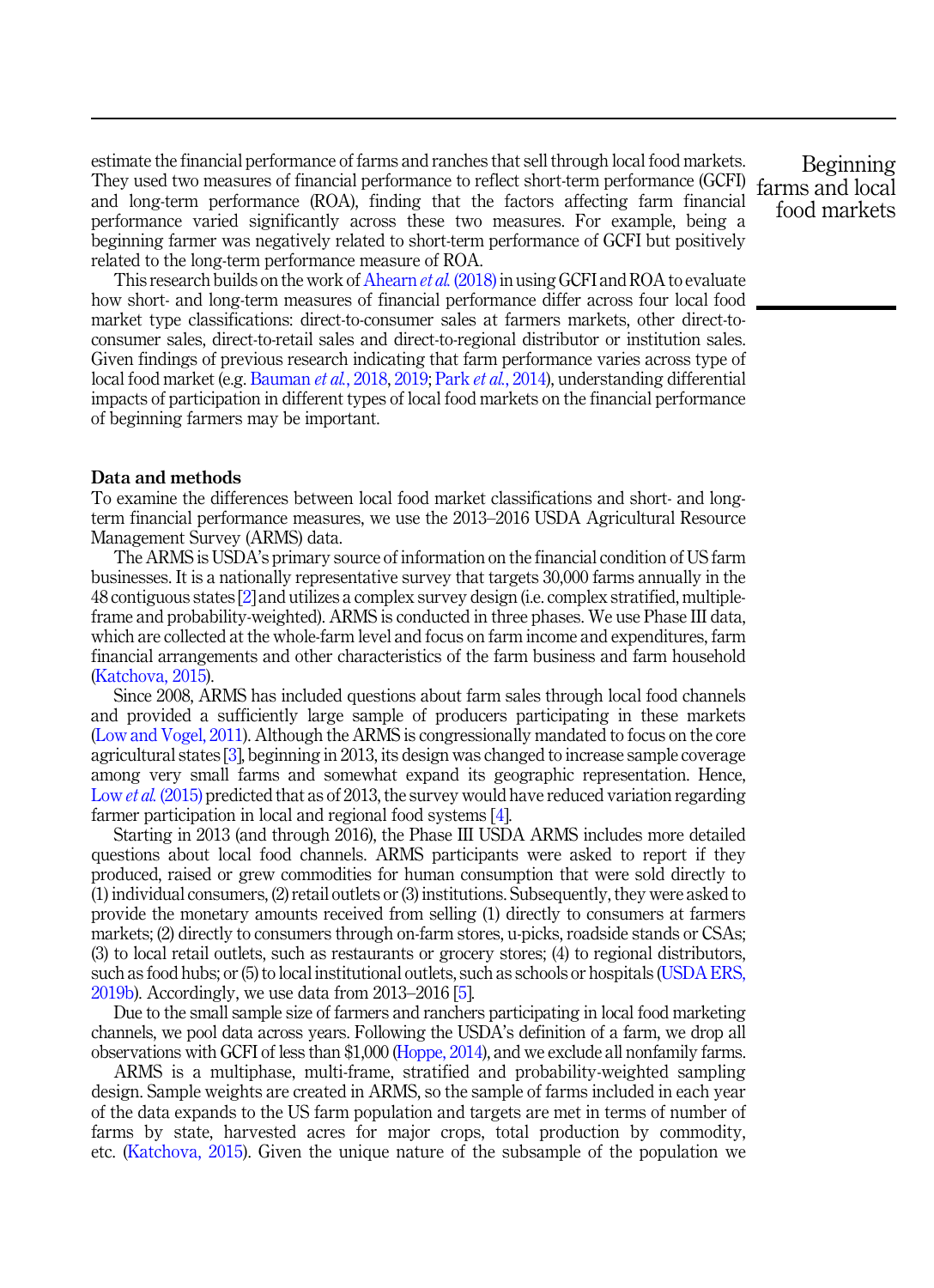estimate the financial performance of farms and ranches that sell through local food markets. They used two measures of financial performance to reflect short-term performance (GCFI) and long-term performance (ROA), finding that the factors affecting farm financial performance varied significantly across these two measures. For example, being a beginning farmer was negatively related to short-term performance of GCFI but positively related to the long-term performance measure of ROA.

This research builds on the work of Ahearn *et al.* (2018) in using GCFI and ROA to evaluate how short- and long-term measures of financial performance differ across four local food market type classifications: direct-to-consumer sales at farmers markets, other direct-to-consumer sales, direct-to-retail sales and direct-to-regional distributor or institution sales. Given findings of previous research indicating that farm performance varies across type of local food market (e.g. Bauman *et al.*, 2018, 2019; Park *et al.*, 2014), understanding differential impacts of participation in different types of local food markets on the financial performance of beginning farmers may be important.

## Data and methods

To examine the differences between local food market classifications and short- and long-term financial performance measures, we use the 2013–2016 USDA Agricultural Resource Management Survey (ARMS) data.

The ARMS is USDA's primary source of information on the financial condition of US farm businesses. It is a nationally representative survey that targets 30,000 farms annually in the 48 contiguous states [2] and utilizes a complex survey design (i.e. complex stratified, multiple-frame and probability-weighted). ARMS is conducted in three phases. We use Phase III data, which are collected at the whole-farm level and focus on farm income and expenditures, farm financial arrangements and other characteristics of the farm business and farm household (Katchova, 2015).

Since 2008, ARMS has included questions about farm sales through local food channels and provided a sufficiently large sample of producers participating in these markets (Low and Vogel, 2011). Although the ARMS is congressionally mandated to focus on the core agricultural states [3], beginning in 2013, its design was changed to increase sample coverage among very small farms and somewhat expand its geographic representation. Hence, Low *et al.* (2015) predicted that as of 2013, the survey would have reduced variation regarding farmer participation in local and regional food systems [4].

Starting in 2013 (and through 2016), the Phase III USDA ARMS includes more detailed questions about local food channels. ARMS participants were asked to report if they produced, raised or grew commodities for human consumption that were sold directly to (1) individual consumers, (2) retail outlets or (3) institutions. Subsequently, they were asked to provide the monetary amounts received from selling (1) directly to consumers at farmers markets; (2) directly to consumers through on-farm stores, u-picks, roadside stands or CSAs; (3) to local retail outlets, such as restaurants or grocery stores; (4) to regional distributors, such as food hubs; or (5) to local institutional outlets, such as schools or hospitals (USDA ERS, 2019b). Accordingly, we use data from 2013–2016 [5].

Due to the small sample size of farmers and ranchers participating in local food marketing channels, we pool data across years. Following the USDA's definition of a farm, we drop all observations with GCFI of less than $1,000 (Hoppe, 2014), and we exclude all nonfamily farms.

ARMS is a multiphase, multi-frame, stratified and probability-weighted sampling design. Sample weights are created in ARMS, so the sample of farms included in each year of the data expands to the US farm population and targets are met in terms of number of farms by state, harvested acres for major crops, total production by commodity, etc. (Katchova, 2015). Given the unique nature of the subsample of the population we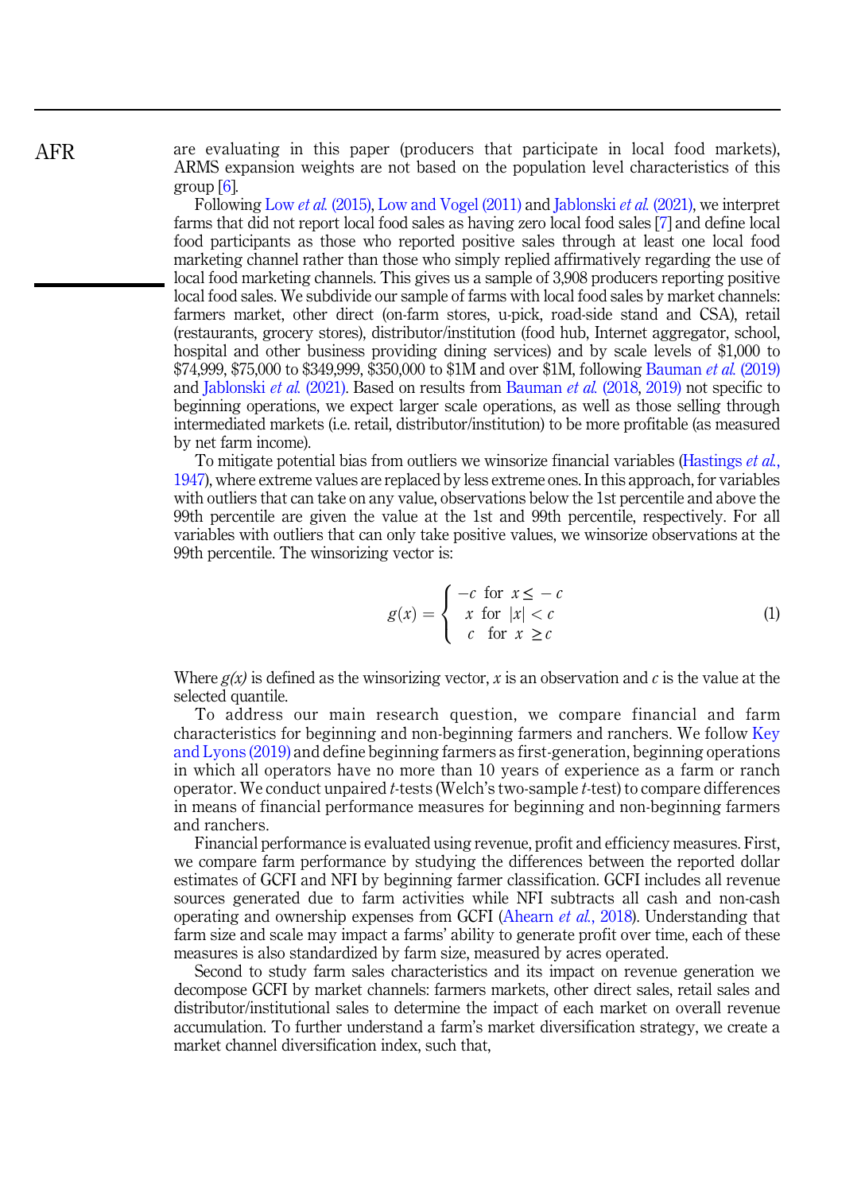are evaluating in this paper (producers that participate in local food markets), ARMS expansion weights are not based on the population level characteristics of this group [6].

Following Low *et al.* (2015), Low and Vogel (2011) and Jablonski *et al.* (2021), we interpret farms that did not report local food sales as having zero local food sales [7] and define local food participants as those who reported positive sales through at least one local food marketing channel rather than those who simply replied affirmatively regarding the use of local food marketing channels. This gives us a sample of 3,908 producers reporting positive local food sales. We subdivide our sample of farms with local food sales by market channels: farmers market, other direct (on-farm stores, u-pick, road-side stand and CSA), retail (restaurants, grocery stores), distributor/institution (food hub, Internet aggregator, school, hospital and other business providing dining services) and by scale levels of $1,000 to $74,999, $75,000 to $349,999, $350,000 to $1M and over $1M, following Bauman *et al.* (2019) and Jablonski *et al.* (2021). Based on results from Bauman *et al.* (2018, 2019) not specific to beginning operations, we expect larger scale operations, as well as those selling through intermediated markets (i.e. retail, distributor/institution) to be more profitable (as measured by net farm income).

To mitigate potential bias from outliers we winsorize financial variables (Hastings *et al.*, 1947), where extreme values are replaced by less extreme ones. In this approach, for variables with outliers that can take on any value, observations below the 1st percentile and above the 99th percentile are given the value at the 1st and 99th percentile, respectively. For all variables with outliers that can only take positive values, we winsorize observations at the 99th percentile. The winsorizing vector is:

$$g(x) = \begin{cases} -c & \text{for } x \leq -c \\ x & \text{for } |x| < c \\ c & \text{for } x \geq c \end{cases} \tag{1}$$

Where $g(x)$ is defined as the winsorizing vector, $x$ is an observation and $c$ is the value at the selected quantile.

To address our main research question, we compare financial and farm characteristics for beginning and non-beginning farmers and ranchers. We follow Key and Lyons (2019) and define beginning farmers as first-generation, beginning operations in which all operators have no more than 10 years of experience as a farm or ranch operator. We conduct unpaired $t$-tests (Welch's two-sample $t$-test) to compare differences in means of financial performance measures for beginning and non-beginning farmers and ranchers.

Financial performance is evaluated using revenue, profit and efficiency measures. First, we compare farm performance by studying the differences between the reported dollar estimates of GCFI and NFI by beginning farmer classification. GCFI includes all revenue sources generated due to farm activities while NFI subtracts all cash and non-cash operating and ownership expenses from GCFI (Ahearn *et al.*, 2018). Understanding that farm size and scale may impact a farms' ability to generate profit over time, each of these measures is also standardized by farm size, measured by acres operated.

Second to study farm sales characteristics and its impact on revenue generation we decompose GCFI by market channels: farmers markets, other direct sales, retail sales and distributor/institutional sales to determine the impact of each market on overall revenue accumulation. To further understand a farm's market diversification strategy, we create a market channel diversification index, such that,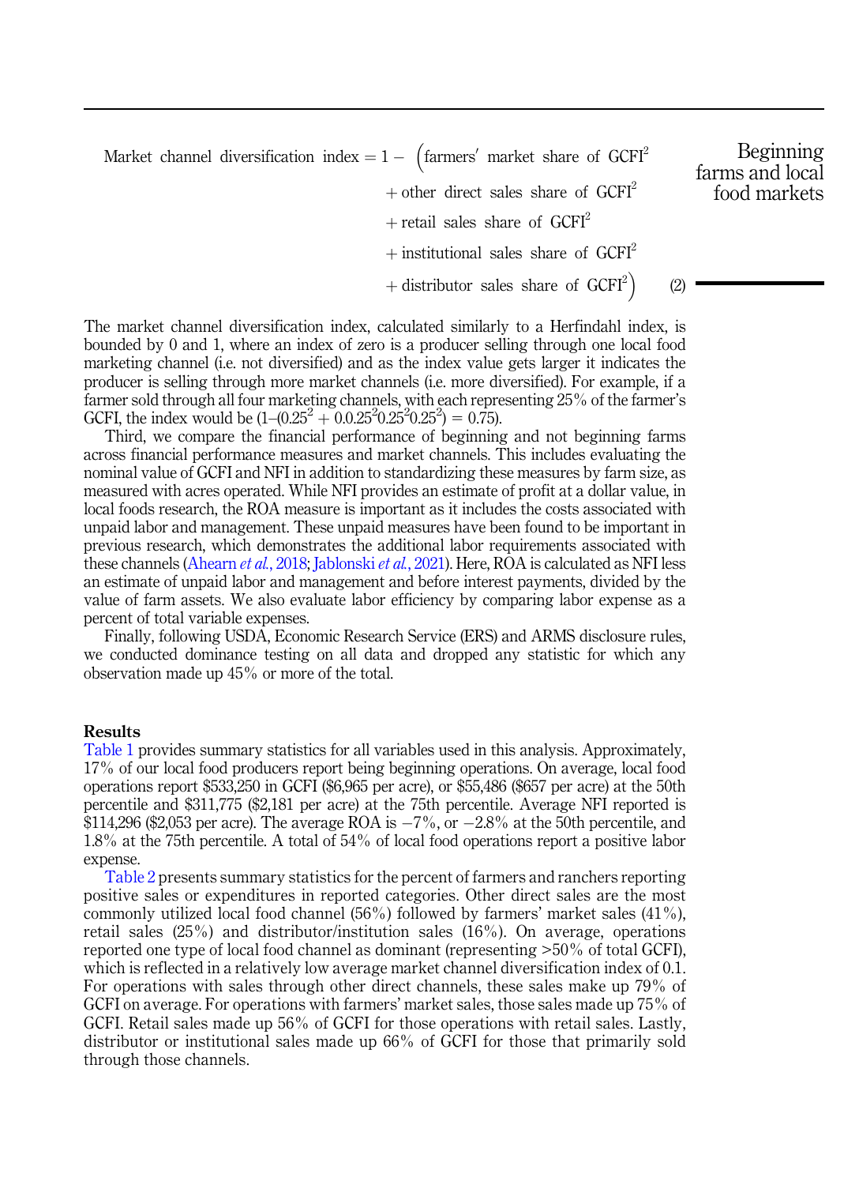$$\text{Market channel diversification index} = 1 - \big(\text{farmers' market share of GCFI}^2 + \text{other direct sales share of GCFI}^2 + \text{retail sales share of GCFI}^2 + \text{institutional sales share of GCFI}^2 + \text{distributor sales share of GCFI}^2\big) \quad (2)$$

The market channel diversification index, calculated similarly to a Herfindahl index, is bounded by 0 and 1, where an index of zero is a producer selling through one local food marketing channel (i.e. not diversified) and as the index value gets larger it indicates the producer is selling through more market channels (i.e. more diversified). For example, if a farmer sold through all four marketing channels, with each representing 25% of the farmer's GCFI, the index would be $(1-(0.25^2 + 0.0.25^2 0.25^2 0.25^2) = 0.75)$.

Third, we compare the financial performance of beginning and not beginning farms across financial performance measures and market channels. This includes evaluating the nominal value of GCFI and NFI in addition to standardizing these measures by farm size, as measured with acres operated. While NFI provides an estimate of profit at a dollar value, in local foods research, the ROA measure is important as it includes the costs associated with unpaid labor and management. These unpaid measures have been found to be important in previous research, which demonstrates the additional labor requirements associated with these channels (Ahearn *et al.*, 2018; Jablonski *et al.*, 2021). Here, ROA is calculated as NFI less an estimate of unpaid labor and management and before interest payments, divided by the value of farm assets. We also evaluate labor efficiency by comparing labor expense as a percent of total variable expenses.

Finally, following USDA, Economic Research Service (ERS) and ARMS disclosure rules, we conducted dominance testing on all data and dropped any statistic for which any observation made up 45% or more of the total.

## Results

Table 1 provides summary statistics for all variables used in this analysis. Approximately, 17% of our local food producers report being beginning operations. On average, local food operations report \$533,250 in GCFI (\$6,965 per acre), or \$55,486 (\$657 per acre) at the 50th percentile and \$311,775 (\$2,181 per acre) at the 75th percentile. Average NFI reported is \$114,296 (\$2,053 per acre). The average ROA is −7%, or −2.8% at the 50th percentile, and 1.8% at the 75th percentile. A total of 54% of local food operations report a positive labor expense.

Table 2 presents summary statistics for the percent of farmers and ranchers reporting positive sales or expenditures in reported categories. Other direct sales are the most commonly utilized local food channel (56%) followed by farmers' market sales (41%), retail sales (25%) and distributor/institution sales (16%). On average, operations reported one type of local food channel as dominant (representing >50% of total GCFI), which is reflected in a relatively low average market channel diversification index of 0.1. For operations with sales through other direct channels, these sales make up 79% of GCFI on average. For operations with farmers' market sales, those sales made up 75% of GCFI. Retail sales made up 56% of GCFI for those operations with retail sales. Lastly, distributor or institutional sales made up 66% of GCFI for those that primarily sold through those channels.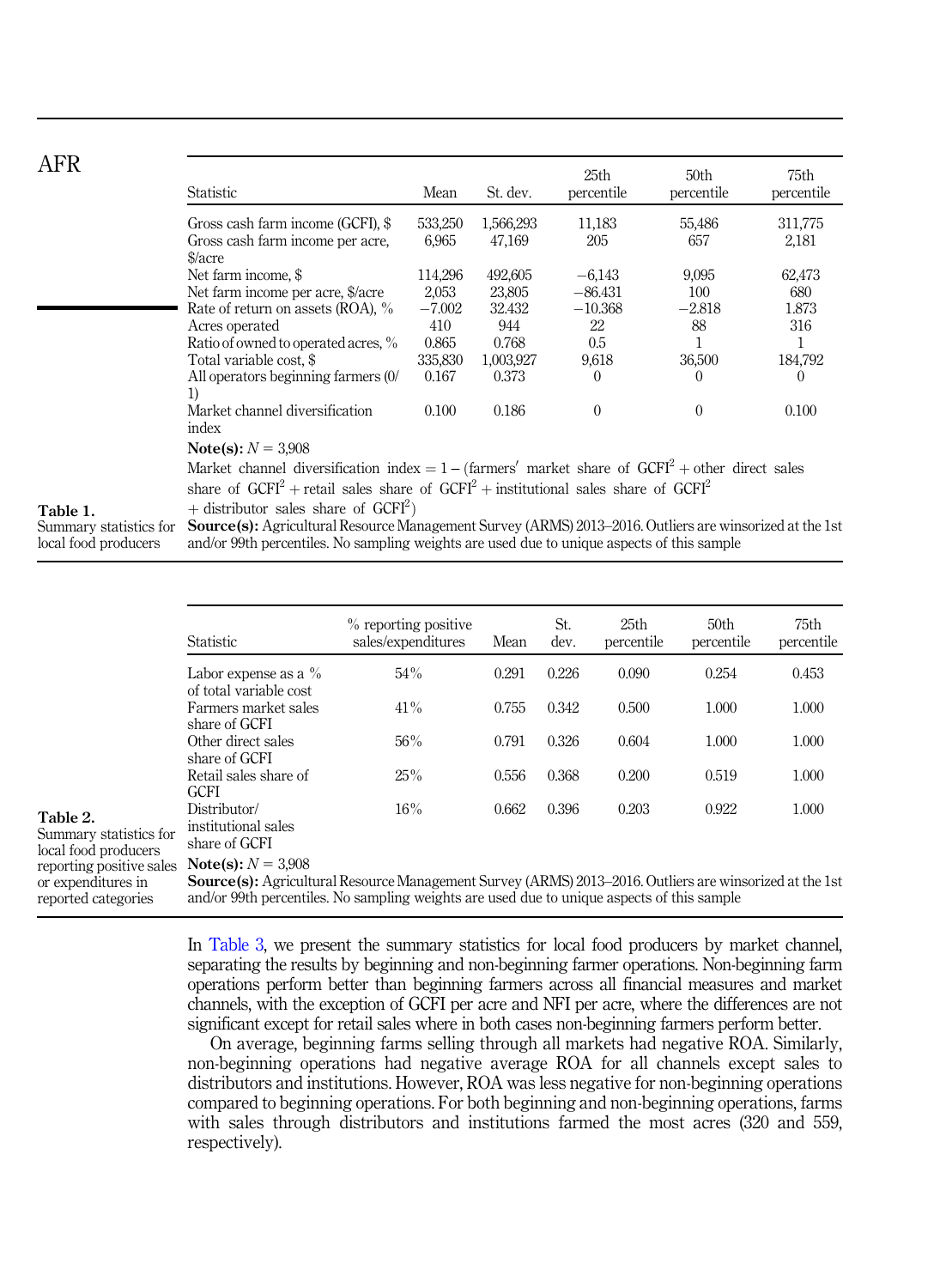**Table 1.** Summary statistics for local food producers

| Statistic | Mean | St. dev. | 25th percentile | 50th percentile | 75th percentile |
|---|---|---|---|---|---|
| Gross cash farm income (GCFI), $ | 533,250 | 1,566,293 | 11,183 | 55,486 | 311,775 |
| Gross cash farm income per acre, $/acre | 6,965 | 47,169 | 205 | 657 | 2,181 |
| Net farm income, $ | 114,296 | 492,605 | −6,143 | 9,095 | 62,473 |
| Net farm income per acre, $/acre | 2,053 | 23,805 | −86.431 | 100 | 680 |
| Rate of return on assets (ROA), % | −7.002 | 32.432 | −10.368 | −2.818 | 1.873 |
| Acres operated | 410 | 944 | 22 | 88 | 316 |
| Ratio of owned to operated acres, % | 0.865 | 0.768 | 0.5 | 1 | 1 |
| Total variable cost, $ | 335,830 | 1,003,927 | 9,618 | 36,500 | 184,792 |
| All operators beginning farmers (0/1) | 0.167 | 0.373 | 0 | 0 | 0 |
| Market channel diversification index | 0.100 | 0.186 | 0 | 0 | 0.100 |

**Note(s):** $N = 3{,}908$

Market channel diversification index $= 1 -$ (farmers′ market share of $\text{GCFI}^2$ + other direct sales share of $\text{GCFI}^2$ + retail sales share of $\text{GCFI}^2$ + institutional sales share of $\text{GCFI}^2$ + distributor sales share of $\text{GCFI}^2$)

**Source(s):** Agricultural Resource Management Survey (ARMS) 2013–2016. Outliers are winsorized at the 1st and/or 99th percentiles. No sampling weights are used due to unique aspects of this sample

**Table 2.** Summary statistics for local food producers reporting positive sales or expenditures in reported categories

| Statistic | % reporting positive sales/expenditures | Mean | St. dev. | 25th percentile | 50th percentile | 75th percentile |
|---|---|---|---|---|---|---|
| Labor expense as a % of total variable cost | 54% | 0.291 | 0.226 | 0.090 | 0.254 | 0.453 |
| Farmers market sales share of GCFI | 41% | 0.755 | 0.342 | 0.500 | 1.000 | 1.000 |
| Other direct sales share of GCFI | 56% | 0.791 | 0.326 | 0.604 | 1.000 | 1.000 |
| Retail sales share of GCFI | 25% | 0.556 | 0.368 | 0.200 | 0.519 | 1.000 |
| Distributor/institutional sales share of GCFI | 16% | 0.662 | 0.396 | 0.203 | 0.922 | 1.000 |

**Note(s):** $N = 3{,}908$

**Source(s):** Agricultural Resource Management Survey (ARMS) 2013–2016. Outliers are winsorized at the 1st and/or 99th percentiles. No sampling weights are used due to unique aspects of this sample

In Table 3, we present the summary statistics for local food producers by market channel, separating the results by beginning and non-beginning farmer operations. Non-beginning farm operations perform better than beginning farmers across all financial measures and market channels, with the exception of GCFI per acre and NFI per acre, where the differences are not significant except for retail sales where in both cases non-beginning farmers perform better.

On average, beginning farms selling through all markets had negative ROA. Similarly, non-beginning operations had negative average ROA for all channels except sales to distributors and institutions. However, ROA was less negative for non-beginning operations compared to beginning operations. For both beginning and non-beginning operations, farms with sales through distributors and institutions farmed the most acres (320 and 559, respectively).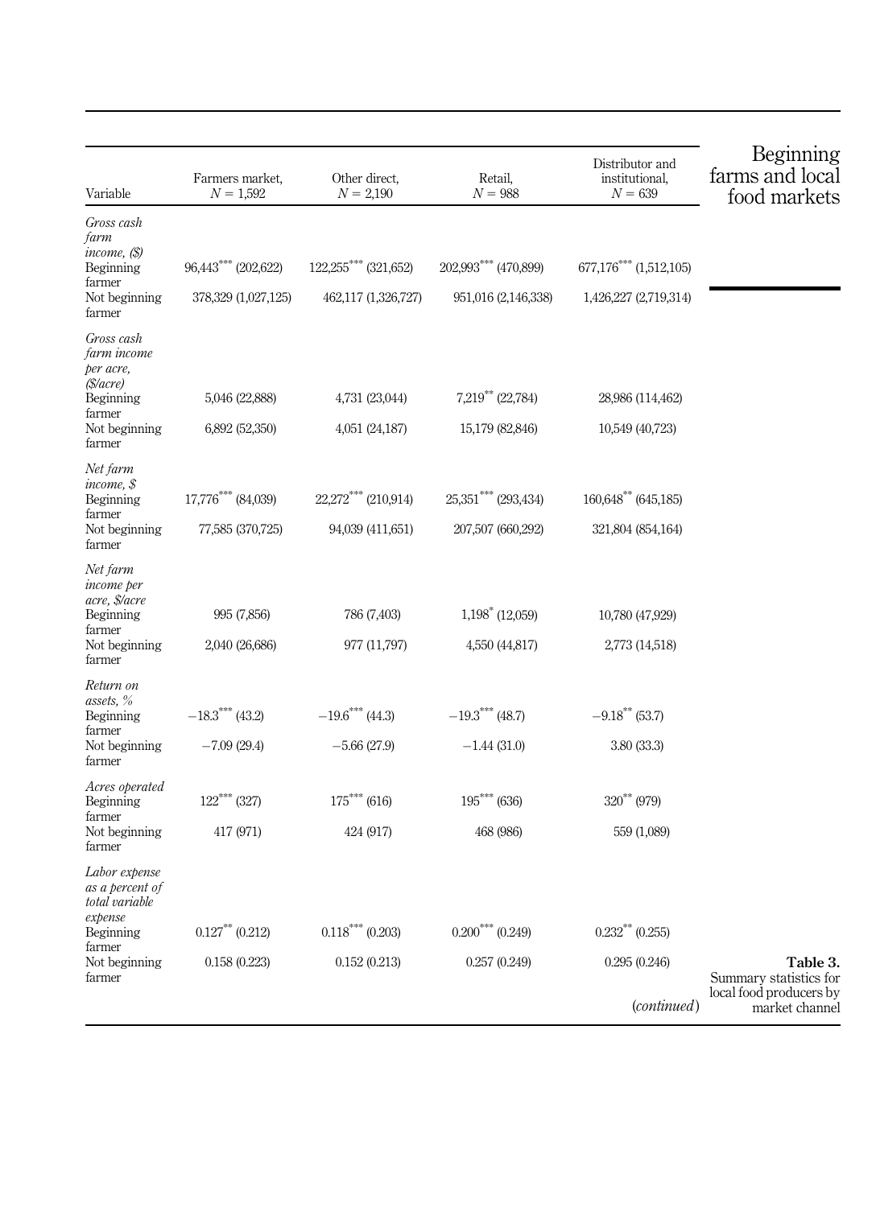**Table 3.** Summary statistics for local food producers by market channel

| Variable | Farmers market, $N = 1{,}592$ | Other direct, $N = 2{,}190$ | Retail, $N = 988$ | Distributor and institutional, $N = 639$ |
|---|---|---|---|---|
| *Gross cash farm income, ($)* | | | | |
| Beginning farmer | 96,443$^{***}$ (202,622) | 122,255$^{***}$ (321,652) | 202,993$^{***}$ (470,899) | 677,176$^{***}$ (1,512,105) |
| Not beginning farmer | 378,329 (1,027,125) | 462,117 (1,326,727) | 951,016 (2,146,338) | 1,426,227 (2,719,314) |
| *Gross cash farm income per acre, ($/acre)* | | | | |
| Beginning farmer | 5,046 (22,888) | 4,731 (23,044) | 7,219$^{**}$ (22,784) | 28,986 (114,462) |
| Not beginning farmer | 6,892 (52,350) | 4,051 (24,187) | 15,179 (82,846) | 10,549 (40,723) |
| *Net farm income, $* | | | | |
| Beginning farmer | 17,776$^{***}$ (84,039) | 22,272$^{***}$ (210,914) | 25,351$^{***}$ (293,434) | 160,648$^{**}$ (645,185) |
| Not beginning farmer | 77,585 (370,725) | 94,039 (411,651) | 207,507 (660,292) | 321,804 (854,164) |
| *Net farm income per acre, $/acre* | | | | |
| Beginning farmer | 995 (7,856) | 786 (7,403) | 1,198$^{*}$ (12,059) | 10,780 (47,929) |
| Not beginning farmer | 2,040 (26,686) | 977 (11,797) | 4,550 (44,817) | 2,773 (14,518) |
| *Return on assets, %* | | | | |
| Beginning farmer | −18.3$^{***}$ (43.2) | −19.6$^{***}$ (44.3) | −19.3$^{***}$ (48.7) | −9.18$^{**}$ (53.7) |
| Not beginning farmer | −7.09 (29.4) | −5.66 (27.9) | −1.44 (31.0) | 3.80 (33.3) |
| *Acres operated* | | | | |
| Beginning farmer | 122$^{***}$ (327) | 175$^{***}$ (616) | 195$^{***}$ (636) | 320$^{**}$ (979) |
| Not beginning farmer | 417 (971) | 424 (917) | 468 (986) | 559 (1,089) |
| *Labor expense as a percent of total variable expense* | | | | |
| Beginning farmer | 0.127$^{**}$ (0.212) | 0.118$^{***}$ (0.203) | 0.200$^{***}$ (0.249) | 0.232$^{**}$ (0.255) |
| Not beginning farmer | 0.158 (0.223) | 0.152 (0.213) | 0.257 (0.249) | 0.295 (0.246) |

(*continued*)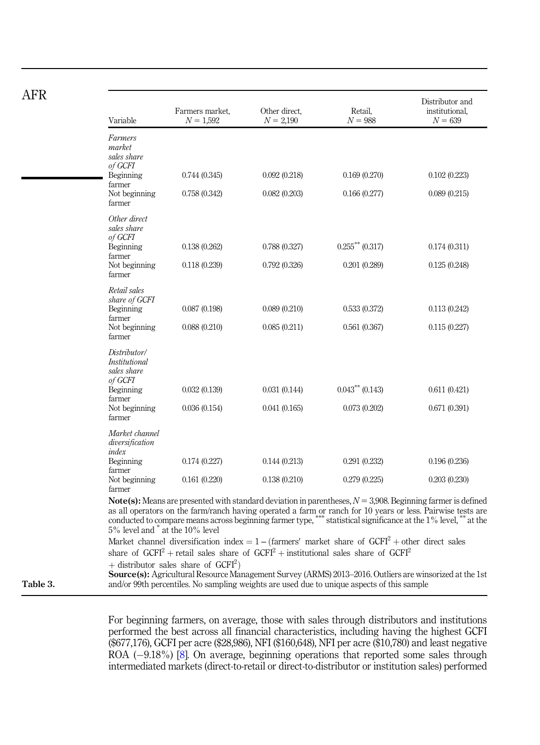| Variable | Farmers market, $N = 1,592$ | Other direct, $N = 2,190$ | Retail, $N = 988$ | Distributor and institutional, $N = 639$ |
|---|---|---|---|---|
| *Farmers market sales share of GCFI* | | | | |
| Beginning farmer | 0.744 (0.345) | 0.092 (0.218) | 0.169 (0.270) | 0.102 (0.223) |
| Not beginning farmer | 0.758 (0.342) | 0.082 (0.203) | 0.166 (0.277) | 0.089 (0.215) |
| *Other direct sales share of GCFI* | | | | |
| Beginning farmer | 0.138 (0.262) | 0.788 (0.327) | 0.255** (0.317) | 0.174 (0.311) |
| Not beginning farmer | 0.118 (0.239) | 0.792 (0.326) | 0.201 (0.289) | 0.125 (0.248) |
| *Retail sales share of GCFI* | | | | |
| Beginning farmer | 0.087 (0.198) | 0.089 (0.210) | 0.533 (0.372) | 0.113 (0.242) |
| Not beginning farmer | 0.088 (0.210) | 0.085 (0.211) | 0.561 (0.367) | 0.115 (0.227) |
| *Distributor/ Institutional sales share of GCFI* | | | | |
| Beginning farmer | 0.032 (0.139) | 0.031 (0.144) | 0.043** (0.143) | 0.611 (0.421) |
| Not beginning farmer | 0.036 (0.154) | 0.041 (0.165) | 0.073 (0.202) | 0.671 (0.391) |
| *Market channel diversification index* | | | | |
| Beginning farmer | 0.174 (0.227) | 0.144 (0.213) | 0.291 (0.232) | 0.196 (0.236) |
| Not beginning farmer | 0.161 (0.220) | 0.138 (0.210) | 0.279 (0.225) | 0.203 (0.230) |

**Note(s):** Means are presented with standard deviation in parentheses, $N = 3,908$. Beginning farmer is defined as all operators on the farm/ranch having operated a farm or ranch for 10 years or less. Pairwise tests are conducted to compare means across beginning farmer type, *** statistical significance at the 1% level, ** at the 5% level and * at the 10% level

Market channel diversification index $= 1 - (\text{farmers' market share of GCFI}^2 + \text{other direct sales share of GCFI}^2 + \text{retail sales share of GCFI}^2 + \text{institutional sales share of GCFI}^2 + \text{distributor sales share of GCFI}^2)$

**Source(s):** Agricultural Resource Management Survey (ARMS) 2013–2016. Outliers are winsorized at the 1st and/or 99th percentiles. No sampling weights are used due to unique aspects of this sample

Table 3.

For beginning farmers, on average, those with sales through distributors and institutions performed the best across all financial characteristics, including having the highest GCFI ($677,176), GCFI per acre ($28,986), NFI ($160,648), NFI per acre ($10,780) and least negative ROA (−9.18%) [8]. On average, beginning operations that reported some sales through intermediated markets (direct-to-retail or direct-to-distributor or institution sales) performed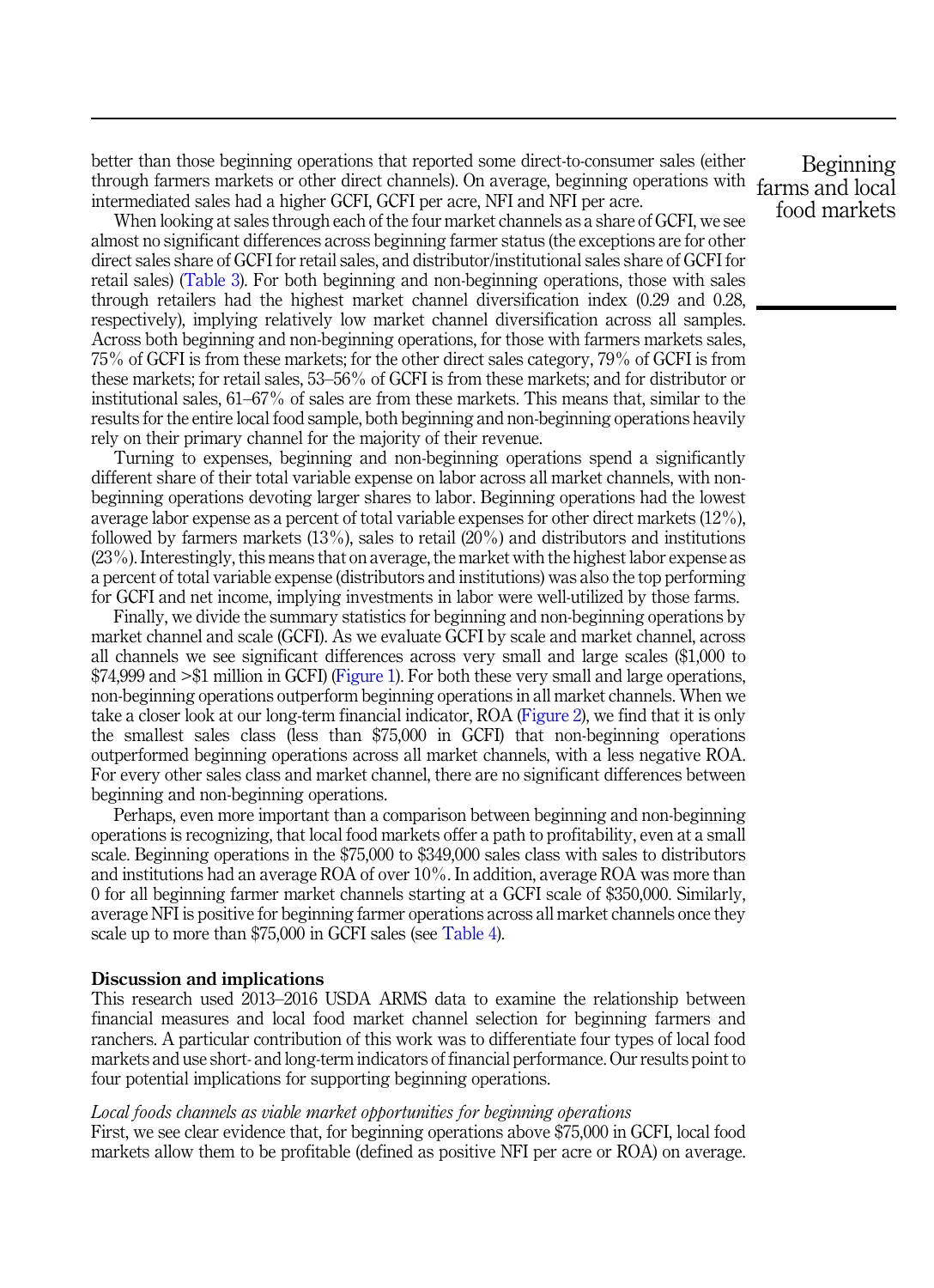better than those beginning operations that reported some direct-to-consumer sales (either through farmers markets or other direct channels). On average, beginning operations with intermediated sales had a higher GCFI, GCFI per acre, NFI and NFI per acre.

When looking at sales through each of the four market channels as a share of GCFI, we see almost no significant differences across beginning farmer status (the exceptions are for other direct sales share of GCFI for retail sales, and distributor/institutional sales share of GCFI for retail sales) (Table 3). For both beginning and non-beginning operations, those with sales through retailers had the highest market channel diversification index (0.29 and 0.28, respectively), implying relatively low market channel diversification across all samples. Across both beginning and non-beginning operations, for those with farmers markets sales, 75% of GCFI is from these markets; for the other direct sales category, 79% of GCFI is from these markets; for retail sales, 53–56% of GCFI is from these markets; and for distributor or institutional sales, 61–67% of sales are from these markets. This means that, similar to the results for the entire local food sample, both beginning and non-beginning operations heavily rely on their primary channel for the majority of their revenue.

Turning to expenses, beginning and non-beginning operations spend a significantly different share of their total variable expense on labor across all market channels, with non-beginning operations devoting larger shares to labor. Beginning operations had the lowest average labor expense as a percent of total variable expenses for other direct markets (12%), followed by farmers markets (13%), sales to retail (20%) and distributors and institutions (23%). Interestingly, this means that on average, the market with the highest labor expense as a percent of total variable expense (distributors and institutions) was also the top performing for GCFI and net income, implying investments in labor were well-utilized by those farms.

Finally, we divide the summary statistics for beginning and non-beginning operations by market channel and scale (GCFI). As we evaluate GCFI by scale and market channel, across all channels we see significant differences across very small and large scales ($1,000 to $74,999 and >$1 million in GCFI) (Figure 1). For both these very small and large operations, non-beginning operations outperform beginning operations in all market channels. When we take a closer look at our long-term financial indicator, ROA (Figure 2), we find that it is only the smallest sales class (less than $75,000 in GCFI) that non-beginning operations outperformed beginning operations across all market channels, with a less negative ROA. For every other sales class and market channel, there are no significant differences between beginning and non-beginning operations.

Perhaps, even more important than a comparison between beginning and non-beginning operations is recognizing, that local food markets offer a path to profitability, even at a small scale. Beginning operations in the $75,000 to $349,000 sales class with sales to distributors and institutions had an average ROA of over 10%. In addition, average ROA was more than 0 for all beginning farmer market channels starting at a GCFI scale of $350,000. Similarly, average NFI is positive for beginning farmer operations across all market channels once they scale up to more than $75,000 in GCFI sales (see Table 4).

## Discussion and implications

This research used 2013–2016 USDA ARMS data to examine the relationship between financial measures and local food market channel selection for beginning farmers and ranchers. A particular contribution of this work was to differentiate four types of local food markets and use short- and long-term indicators of financial performance. Our results point to four potential implications for supporting beginning operations.

### *Local foods channels as viable market opportunities for beginning operations*

First, we see clear evidence that, for beginning operations above $75,000 in GCFI, local food markets allow them to be profitable (defined as positive NFI per acre or ROA) on average.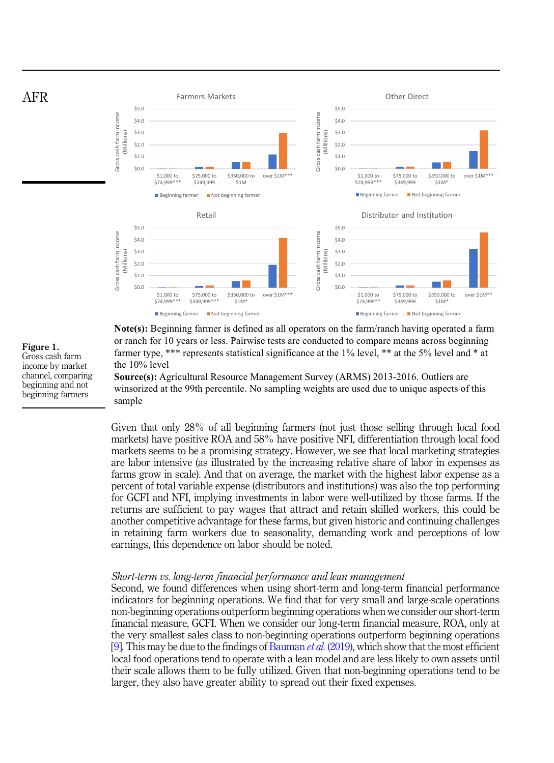**Figure 1.** Gross cash farm income by market channel, comparing beginning and not beginning farmers

**Note(s):** Beginning farmer is defined as all operators on the farm/ranch having operated a farm or ranch for 10 years or less. Pairwise tests are conducted to compare means across beginning farmer type, *** represents statistical significance at the 1% level, ** at the 5% level and * at the 10% level

**Source(s):** Agricultural Resource Management Survey (ARMS) 2013-2016. Outliers are winsorized at the 99th percentile. No sampling weights are used due to unique aspects of this sample

Given that only 28% of all beginning farmers (not just those selling through local food markets) have positive ROA and 58% have positive NFI, differentiation through local food markets seems to be a promising strategy. However, we see that local marketing strategies are labor intensive (as illustrated by the increasing relative share of labor in expenses as farms grow in scale). And that on average, the market with the highest labor expense as a percent of total variable expense (distributors and institutions) was also the top performing for GCFI and NFI, implying investments in labor were well-utilized by those farms. If the returns are sufficient to pay wages that attract and retain skilled workers, this could be another competitive advantage for these farms, but given historic and continuing challenges in retaining farm workers due to seasonality, demanding work and perceptions of low earnings, this dependence on labor should be noted.

### *Short-term vs. long-term financial performance and lean management*

Second, we found differences when using short-term and long-term financial performance indicators for beginning operations. We find that for very small and large-scale operations non-beginning operations outperform beginning operations when we consider our short-term financial measure, GCFI. When we consider our long-term financial measure, ROA, only at the very smallest sales class to non-beginning operations outperform beginning operations [9]. This may be due to the findings of Bauman *et al.* (2019), which show that the most efficient local food operations tend to operate with a lean model and are less likely to own assets until their scale allows them to be fully utilized. Given that non-beginning operations tend to be larger, they also have greater ability to spread out their fixed expenses.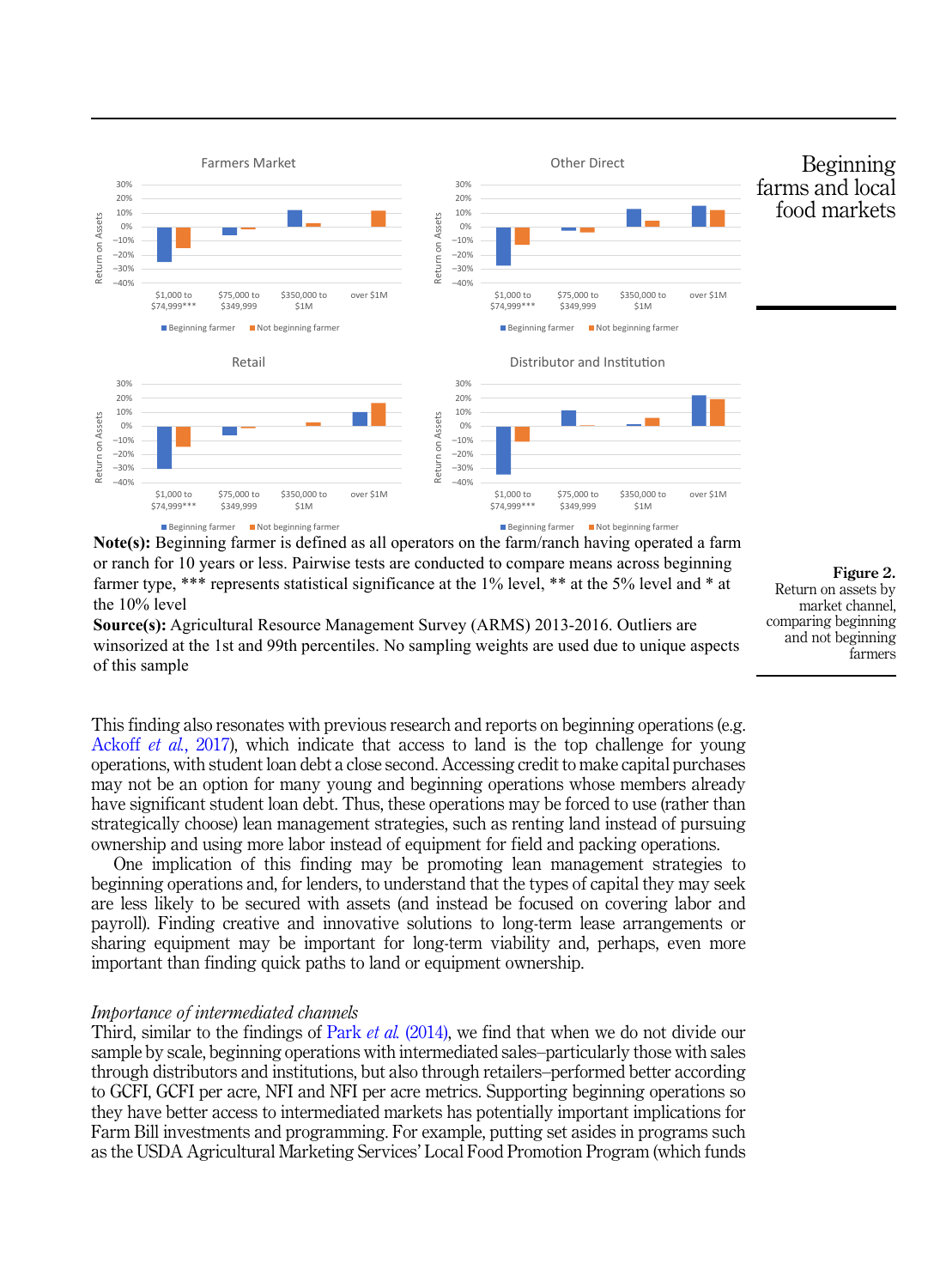Figure 2. Return on assets by market channel, comparing beginning and not beginning farmers

**Note(s):** Beginning farmer is defined as all operators on the farm/ranch having operated a farm or ranch for 10 years or less. Pairwise tests are conducted to compare means across beginning farmer type, *** represents statistical significance at the 1% level, ** at the 5% level and * at the 10% level

**Source(s):** Agricultural Resource Management Survey (ARMS) 2013-2016. Outliers are winsorized at the 1st and 99th percentiles. No sampling weights are used due to unique aspects of this sample

This finding also resonates with previous research and reports on beginning operations (e.g. Ackoff *et al.*, 2017), which indicate that access to land is the top challenge for young operations, with student loan debt a close second. Accessing credit to make capital purchases may not be an option for many young and beginning operations whose members already have significant student loan debt. Thus, these operations may be forced to use (rather than strategically choose) lean management strategies, such as renting land instead of pursuing ownership and using more labor instead of equipment for field and packing operations.

One implication of this finding may be promoting lean management strategies to beginning operations and, for lenders, to understand that the types of capital they may seek are less likely to be secured with assets (and instead be focused on covering labor and payroll). Finding creative and innovative solutions to long-term lease arrangements or sharing equipment may be important for long-term viability and, perhaps, even more important than finding quick paths to land or equipment ownership.

*Importance of intermediated channels*

Third, similar to the findings of Park *et al.* (2014), we find that when we do not divide our sample by scale, beginning operations with intermediated sales–particularly those with sales through distributors and institutions, but also through retailers–performed better according to GCFI, GCFI per acre, NFI and NFI per acre metrics. Supporting beginning operations so they have better access to intermediated markets has potentially important implications for Farm Bill investments and programming. For example, putting set asides in programs such as the USDA Agricultural Marketing Services' Local Food Promotion Program (which funds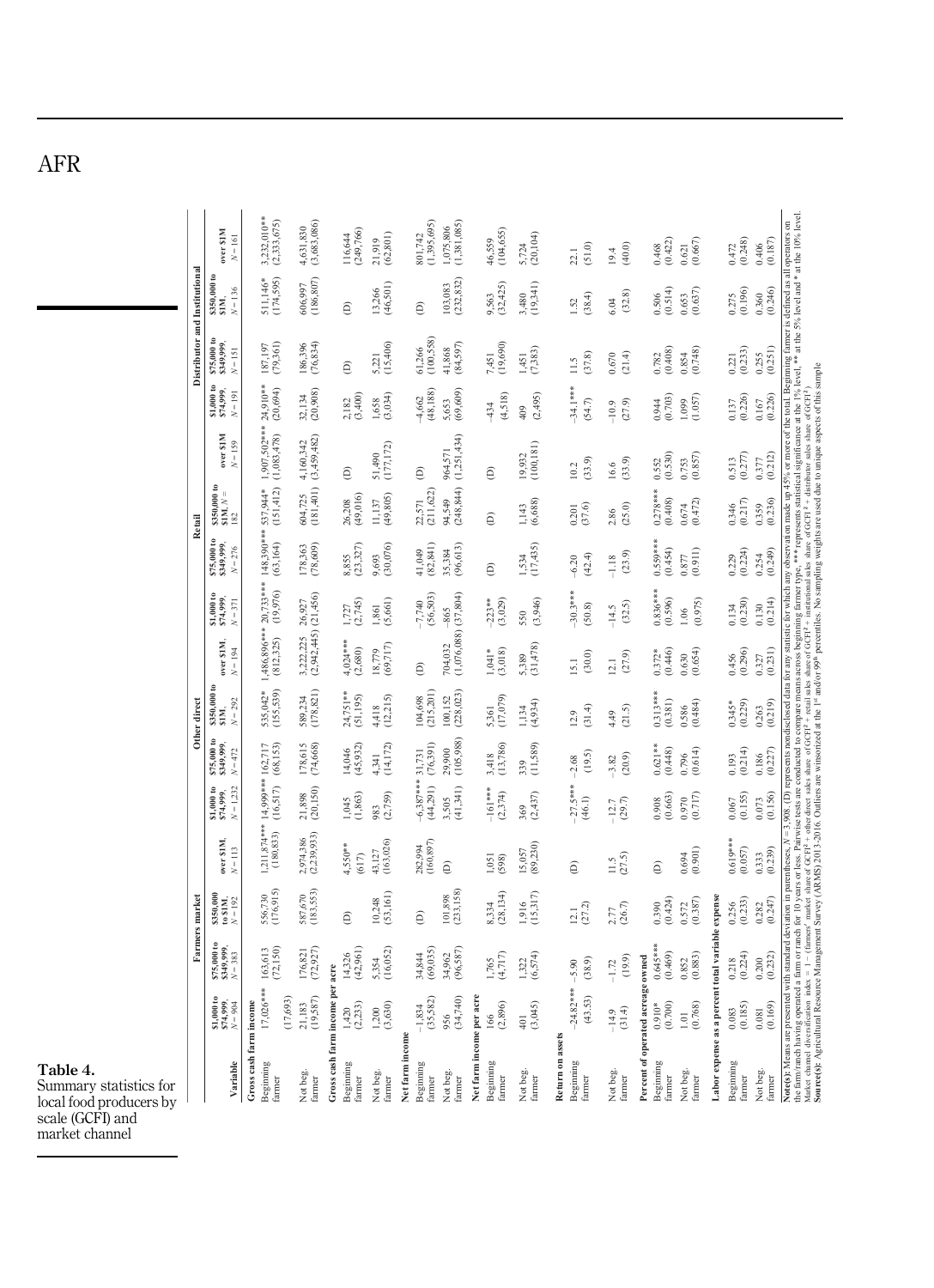**Table 4.** Summary statistics for local food producers by scale (GCFI) and market channel

| Variable | Farmers market | | | | Other direct | | | | Retail | | | | Distributor and Institutional | | | |
|---|---|---|---|---|---|---|---|---|---|---|---|---|---|---|---|---|
| | $1,000 to $74,999, N = 904 | $75,000 to $349,999, N = 383 | $350,000 to $1M, N = 192 | over $1M, N = 113 | $1,000 to $74,999, N = 1,232 | $75,000 to $349,999, N = 472 | $350,000 to $1M, N = 292 | over $1M, N = 194 | $1,000 to $74,999, N = 371 | $75,000 to $349,999, N = 276 | $350,000 to $1M, N = 182 | over $1M N = 159 | $1,000 to $74,999, N = 191 | $75,000 to $349,999, N = 151 | $350,000 to $1M, N = 136 | over $1M N = 161 |
| **Gross cash farm income** | | | | | | | | | | | | | | | | |
| Beginning farmer | 17,026*** (17,693) | 163,613 (72,150) | 556,730 (176,915) | 1,211,874*** (180,833) | 14,999*** (16,517) | 162,717 (68,153) | 535,042* (155,539) | 1,486,896*** (812,325) | 20,733*** (19,976) | 148,390*** (65,164) | 537,944* (151,412) | 1,907,502*** (1,083,478) | 24,910** (20,694) | 187,197 (79,361) | 511,146* (174,595) | 3,232,010** (2,333,675) |
| Not beg. farmer | 21,183 (19,587) | 176,821 (72,927) | 587,670 (183,553) | 2,974,386 (2,239,933) | 21,898 (20,150) | 178,615 (74,668) | 589,234 (178,821) | 3,222,225 (2,942,445) | 26,927 (21,456) | 178,363 (78,609) | 604,725 (181,401) | 4,160,342 (3,459,482) | 32,134 (20,908) | 186,396 (76,834) | 606,997 (186,807) | 4,631,830 (3,683,086) |
| **Gross cash farm income per acre** | | | | | | | | | | | | | | | | |
| Beginning farmer | 1,420 (2,233) | 14,326 (42,961) | (D) | 4,550** (617) | 1,045 (1,863) | 14,046 (45,932) | 24,751** (51,195) | 4,024*** (2,680) | 1,727 (2,745) | 8,855 (23,327) | 26,208 (49,016) | (D) | 2,182 (3,400) | (D) | (D) | 116,644 (249,766) |
| Not beg. farmer | 1,200 (3,630) | 5,354 (16,052) | 10,248 (53,161) | 43,127 (163,026) | 983 (2,759) | 4,341 (14,172) | 4,418 (12,215) | 18,779 (69,717) | 1,861 (5,661) | 9,693 (30,076) | 11,137 (49,805) | 51,490 (177,172) | 1,658 (3,034) | 5,221 (15,406) | 13,266 (46,501) | 21,919 (62,801) |
| **Net farm income** | | | | | | | | | | | | | | | | |
| Beginning farmer | −1,834 (35,582) | 34,844 (69,035) | (D) | 282,994 (160,897) | −6,387*** (44,291) | 31,731 (76,391) | 104,698 (215,201) | (D) | −7,740 (56,503) | 41,049 (82,841) | 22,571 (211,622) | (D) | −4,662 (48,188) | 61,266 (100,558) | (D) | 801,742 (1,395,695) |
| Not beg. farmer | 956 (34,740) | 34,962 (96,587) | 101,898 (233,158) | (D) | 3,505 (41,341) | 29,900 (105,988) | 100,152 (228,023) | 704,032 (1,076,088) | −865 (37,804) | 35,384 (96,613) | 94,549 (248,844) | 964,571 (1,251,434) | 5,653 (69,609) | 41,868 (84,597) | 103,083 (232,832) | 1,075,806 (1,381,085) |
| **Net farm income per acre** | | | | | | | | | | | | | | | | |
| Beginning farmer | 166 (2,896) | 1,765 (4,717) | 8,334 (28,134) | 1,051 (598) | −161*** (2,374) | 3,418 (13,786) | 5,361 (17,079) | 1,041* (3,018) | −223** (3,029) | (D) | (D) | (D) | −434 (4,518) | 7,451 (19,690) | 9,563 (32,425) | 46,559 (104,655) |
| Not beg. farmer | 401 (3,045) | 1,322 (6,574) | 1,916 (15,317) | 15,057 (89,230) | 369 (2,437) | 339 (11,589) | 1,134 (4,934) | 5,389 (31,478) | 550 (3,946) | 1,534 (17,435) | 1,143 (6,688) | 19,932 (100,181) | 409 (2,495) | 1,451 (7,383) | 3,480 (19,341) | 5,724 (20,104) |
| **Return on assets** | | | | | | | | | | | | | | | | |
| Beginning farmer | −24.82*** (43.53) | −5.90 (38.9) | 12.1 (27.2) | (D) | −27.5*** (46.1) | −2.68 (19.5) | 12.9 (31.4) | 15.1 (30.0) | −30.3*** (50.8) | −6.20 (42.4) | 0.201 (37.6) | 10.2 (33.9) | −34.1*** (54.7) | 11.5 (37.8) | 1.52 (38.4) | 22.1 (51.0) |
| Not beg. farmer | −14.9 (31.4) | −1.72 (19.9) | 2.77 (26.7) | 11.5 (27.5) | −12.7 (29.7) | −3.82 (20.9) | 4.49 (21.5) | 12.1 (27.9) | −14.5 (32.5) | −1.18 (23.9) | 2.86 (25.0) | 16.6 (33.9) | −10.9 (27.9) | 0.670 (21.4) | 6.04 (32.8) | 19.4 (40.0) |
| **Percent of operated acreage owned** | | | | | | | | | | | | | | | | |
| Beginning farmer | 0.910* (0.700) | 0.645*** (0.469) | 0.390 (0.424) | (D) | 0.908 (0.663) | 0.621** (0.448) | 0.313*** (0.381) | 0.372* (0.446) | 0.836*** (0.596) | 0.559*** (0.454) | 0.278*** (0.408) | 0.552 (0.530) | 0.944 (0.703) | 0.782 (0.408) | 0.506 (0.514) | 0.468 (0.422) |
| Not beg. farmer | 1.01 (0.768) | 0.852 (0.883) | 0.572 (0.387) | 0.694 (0.901) | 0.970 (0.717) | 0.796 (0.614) | 0.586 (0.484) | 0.630 (0.654) | 1.06 (0.975) | 0.877 (0.911) | 0.674 (0.472) | 0.753 (0.857) | 1.099 (1.057) | 0.854 (0.748) | 0.653 (0.637) | 0.621 (0.667) |
| **Labor expense as a percent total variable expense** | | | | | | | | | | | | | | | | |
| Beginning farmer | 0.083 (0.185) | 0.218 (0.224) | 0.256 (0.233) | 0.619*** (0.057) | 0.067 (0.155) | 0.193 (0.214) | 0.345* (0.229) | 0.456 (0.296) | 0.134 (0.230) | 0.229 (0.224) | 0.346 (0.217) | 0.513 (0.277) | 0.137 (0.226) | 0.221 (0.233) | 0.275 (0.196) | 0.472 (0.248) |
| Not beg. farmer | 0.081 (0.169) | 0.200 (0.232) | 0.282 (0.247) | 0.333 (0.239) | 0.073 (0.156) | 0.186 (0.227) | 0.263 (0.219) | 0.327 (0.231) | 0.130 (0.214) | 0.254 (0.249) | 0.359 (0.236) | 0.377 (0.212) | 0.167 (0.226) | 0.255 (0.251) | 0.360 (0.246) | 0.406 (0.187) |

**Note(s):** Means are presented with standard deviation in parentheses, N = 3,908. (D) represents nondisclosed data for any statistic for which any observation made up 45% or more of the total. Beginning farmer is defined as all operators on the farm/ranch having operated a farm or ranch for 10 years or less. Pairwise tests are conducted to compare means across beginning farmer type, *** represents statistical significance at the 1% level, ** at the 5% level and * at the 10% level. Market channel diversification index = 1 − (farmers' market share of GCFI[2] + other direct sales share of GCFI[2] + retail sales share of GCFI[2] + institutional sales share of GCFI[2] + distributor sales share of GCFI[2])
**Source(s):** Agricultural Resource Management Survey (ARMS) 2013–2016. Outliers are winsorized at the 1st and/or 99th percentiles. No sampling weights are used due to unique aspects of this sample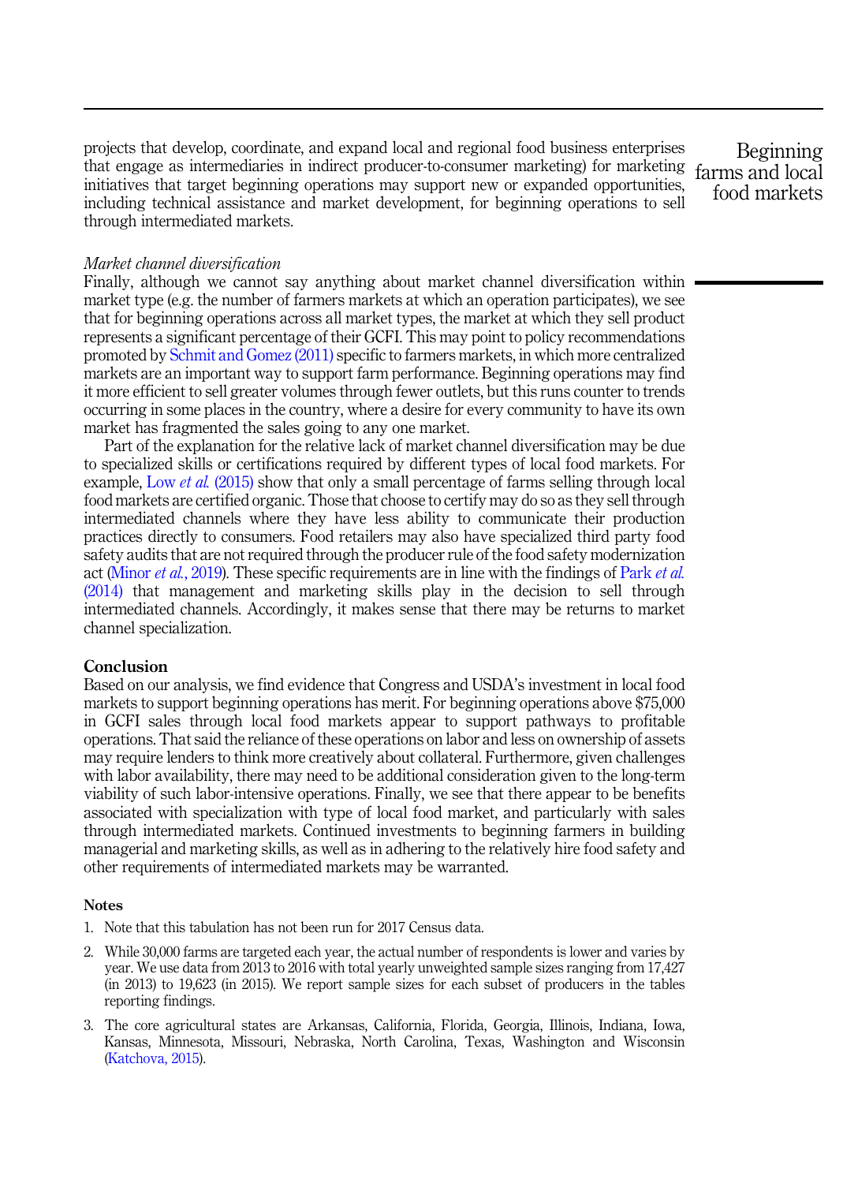projects that develop, coordinate, and expand local and regional food business enterprises that engage as intermediaries in indirect producer-to-consumer marketing) for marketing initiatives that target beginning operations may support new or expanded opportunities, including technical assistance and market development, for beginning operations to sell through intermediated markets.

*Market channel diversification*

Finally, although we cannot say anything about market channel diversification within market type (e.g. the number of farmers markets at which an operation participates), we see that for beginning operations across all market types, the market at which they sell product represents a significant percentage of their GCFI. This may point to policy recommendations promoted by Schmit and Gomez (2011) specific to farmers markets, in which more centralized markets are an important way to support farm performance. Beginning operations may find it more efficient to sell greater volumes through fewer outlets, but this runs counter to trends occurring in some places in the country, where a desire for every community to have its own market has fragmented the sales going to any one market.

Part of the explanation for the relative lack of market channel diversification may be due to specialized skills or certifications required by different types of local food markets. For example, Low *et al.* (2015) show that only a small percentage of farms selling through local food markets are certified organic. Those that choose to certify may do so as they sell through intermediated channels where they have less ability to communicate their production practices directly to consumers. Food retailers may also have specialized third party food safety audits that are not required through the producer rule of the food safety modernization act (Minor *et al.*, 2019). These specific requirements are in line with the findings of Park *et al.* (2014) that management and marketing skills play in the decision to sell through intermediated channels. Accordingly, it makes sense that there may be returns to market channel specialization.

## Conclusion

Based on our analysis, we find evidence that Congress and USDA's investment in local food markets to support beginning operations has merit. For beginning operations above $75,000 in GCFI sales through local food markets appear to support pathways to profitable operations. That said the reliance of these operations on labor and less on ownership of assets may require lenders to think more creatively about collateral. Furthermore, given challenges with labor availability, there may need to be additional consideration given to the long-term viability of such labor-intensive operations. Finally, we see that there appear to be benefits associated with specialization with type of local food market, and particularly with sales through intermediated markets. Continued investments to beginning farmers in building managerial and marketing skills, as well as in adhering to the relatively hire food safety and other requirements of intermediated markets may be warranted.

### Notes

1. Note that this tabulation has not been run for 2017 Census data.
2. While 30,000 farms are targeted each year, the actual number of respondents is lower and varies by year. We use data from 2013 to 2016 with total yearly unweighted sample sizes ranging from 17,427 (in 2013) to 19,623 (in 2015). We report sample sizes for each subset of producers in the tables reporting findings.
3. The core agricultural states are Arkansas, California, Florida, Georgia, Illinois, Indiana, Iowa, Kansas, Minnesota, Missouri, Nebraska, North Carolina, Texas, Washington and Wisconsin (Katchova, 2015).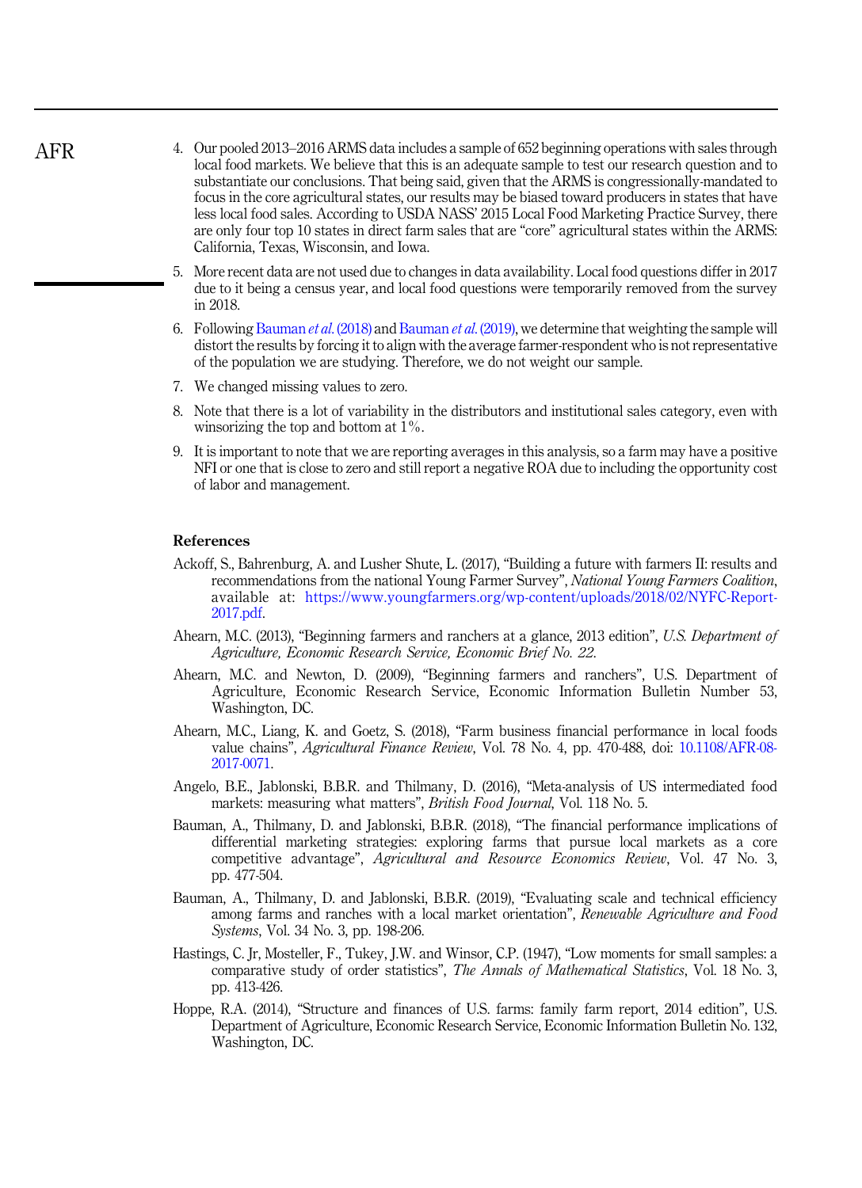4. Our pooled 2013–2016 ARMS data includes a sample of 652 beginning operations with sales through local food markets. We believe that this is an adequate sample to test our research question and to substantiate our conclusions. That being said, given that the ARMS is congressionally-mandated to focus in the core agricultural states, our results may be biased toward producers in states that have less local food sales. According to USDA NASS' 2015 Local Food Marketing Practice Survey, there are only four top 10 states in direct farm sales that are "core" agricultural states within the ARMS: California, Texas, Wisconsin, and Iowa.
5. More recent data are not used due to changes in data availability. Local food questions differ in 2017 due to it being a census year, and local food questions were temporarily removed from the survey in 2018.
6. Following Bauman *et al.* (2018) and Bauman *et al.* (2019), we determine that weighting the sample will distort the results by forcing it to align with the average farmer-respondent who is not representative of the population we are studying. Therefore, we do not weight our sample.
7. We changed missing values to zero.
8. Note that there is a lot of variability in the distributors and institutional sales category, even with winsorizing the top and bottom at 1%.
9. It is important to note that we are reporting averages in this analysis, so a farm may have a positive NFI or one that is close to zero and still report a negative ROA due to including the opportunity cost of labor and management.

## References

Ackoff, S., Bahrenburg, A. and Lusher Shute, L. (2017), "Building a future with farmers II: results and recommendations from the national Young Farmer Survey", *National Young Farmers Coalition*, available at: https://www.youngfarmers.org/wp-content/uploads/2018/02/NYFC-Report-2017.pdf.

Ahearn, M.C. (2013), "Beginning farmers and ranchers at a glance, 2013 edition", *U.S. Department of Agriculture, Economic Research Service, Economic Brief No. 22*.

Ahearn, M.C. and Newton, D. (2009), "Beginning farmers and ranchers", U.S. Department of Agriculture, Economic Research Service, Economic Information Bulletin Number 53, Washington, DC.

Ahearn, M.C., Liang, K. and Goetz, S. (2018), "Farm business financial performance in local foods value chains", *Agricultural Finance Review*, Vol. 78 No. 4, pp. 470-488, doi: 10.1108/AFR-08-2017-0071.

Angelo, B.E., Jablonski, B.B.R. and Thilmany, D. (2016), "Meta-analysis of US intermediated food markets: measuring what matters", *British Food Journal*, Vol. 118 No. 5.

Bauman, A., Thilmany, D. and Jablonski, B.B.R. (2018), "The financial performance implications of differential marketing strategies: exploring farms that pursue local markets as a core competitive advantage", *Agricultural and Resource Economics Review*, Vol. 47 No. 3, pp. 477-504.

Bauman, A., Thilmany, D. and Jablonski, B.B.R. (2019), "Evaluating scale and technical efficiency among farms and ranches with a local market orientation", *Renewable Agriculture and Food Systems*, Vol. 34 No. 3, pp. 198-206.

Hastings, C. Jr, Mosteller, F., Tukey, J.W. and Winsor, C.P. (1947), "Low moments for small samples: a comparative study of order statistics", *The Annals of Mathematical Statistics*, Vol. 18 No. 3, pp. 413-426.

Hoppe, R.A. (2014), "Structure and finances of U.S. farms: family farm report, 2014 edition", U.S. Department of Agriculture, Economic Research Service, Economic Information Bulletin No. 132, Washington, DC.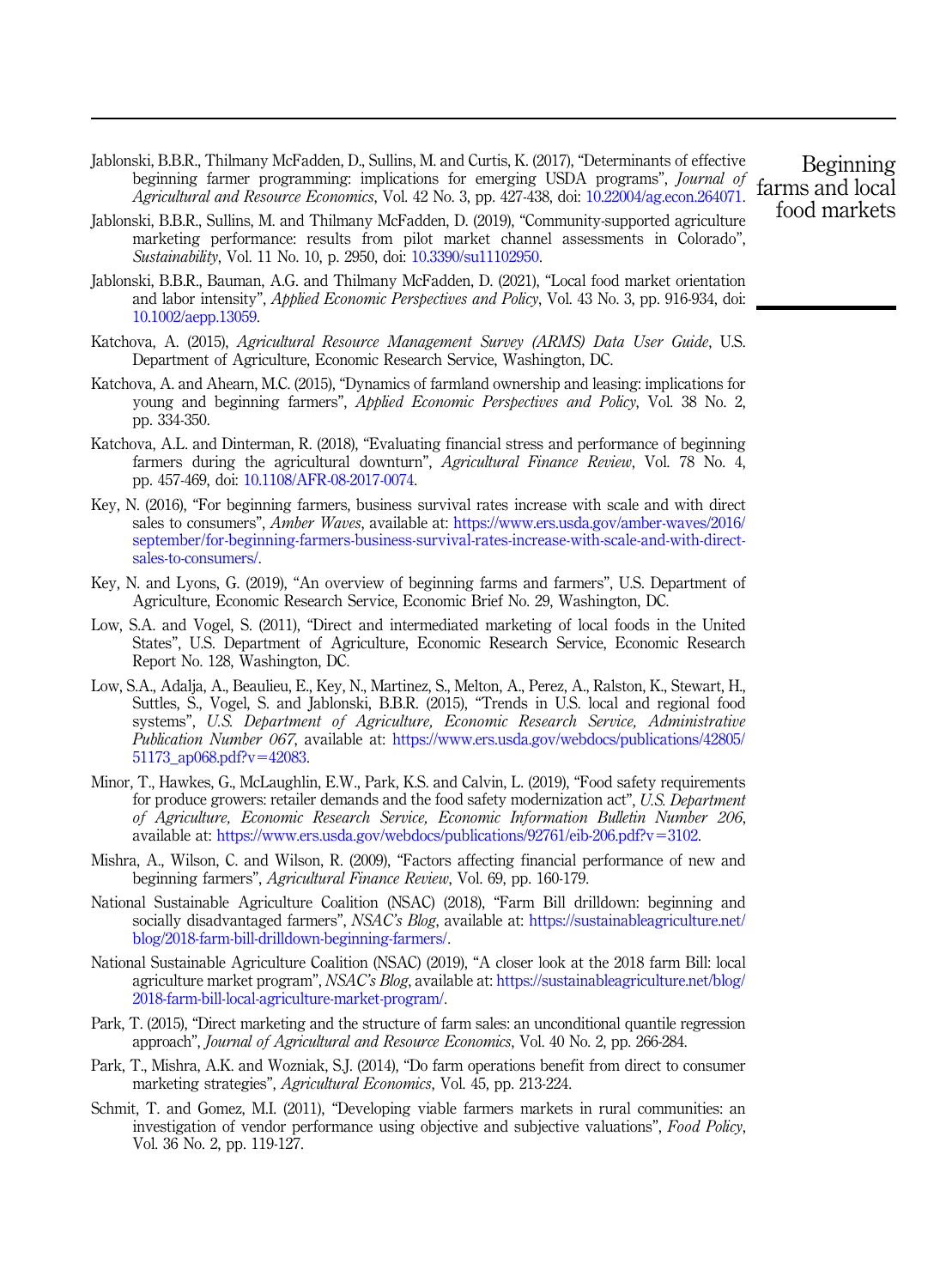Jablonski, B.B.R., Thilmany McFadden, D., Sullins, M. and Curtis, K. (2017), "Determinants of effective beginning farmer programming: implications for emerging USDA programs", *Journal of Agricultural and Resource Economics*, Vol. 42 No. 3, pp. 427-438, doi: 10.22004/ag.econ.264071.

Jablonski, B.B.R., Sullins, M. and Thilmany McFadden, D. (2019), "Community-supported agriculture marketing performance: results from pilot market channel assessments in Colorado", *Sustainability*, Vol. 11 No. 10, p. 2950, doi: 10.3390/su11102950.

Jablonski, B.B.R., Bauman, A.G. and Thilmany McFadden, D. (2021), "Local food market orientation and labor intensity", *Applied Economic Perspectives and Policy*, Vol. 43 No. 3, pp. 916-934, doi: 10.1002/aepp.13059.

Katchova, A. (2015), *Agricultural Resource Management Survey (ARMS) Data User Guide*, U.S. Department of Agriculture, Economic Research Service, Washington, DC.

Katchova, A. and Ahearn, M.C. (2015), "Dynamics of farmland ownership and leasing: implications for young and beginning farmers", *Applied Economic Perspectives and Policy*, Vol. 38 No. 2, pp. 334-350.

Katchova, A.L. and Dinterman, R. (2018), "Evaluating financial stress and performance of beginning farmers during the agricultural downturn", *Agricultural Finance Review*, Vol. 78 No. 4, pp. 457-469, doi: 10.1108/AFR-08-2017-0074.

Key, N. (2016), "For beginning farmers, business survival rates increase with scale and with direct sales to consumers", *Amber Waves*, available at: https://www.ers.usda.gov/amber-waves/2016/september/for-beginning-farmers-business-survival-rates-increase-with-scale-and-with-direct-sales-to-consumers/.

Key, N. and Lyons, G. (2019), "An overview of beginning farms and farmers", U.S. Department of Agriculture, Economic Research Service, Economic Brief No. 29, Washington, DC.

Low, S.A. and Vogel, S. (2011), "Direct and intermediated marketing of local foods in the United States", U.S. Department of Agriculture, Economic Research Service, Economic Research Report No. 128, Washington, DC.

Low, S.A., Adalja, A., Beaulieu, E., Key, N., Martinez, S., Melton, A., Perez, A., Ralston, K., Stewart, H., Suttles, S., Vogel, S. and Jablonski, B.B.R. (2015), "Trends in U.S. local and regional food systems", *U.S. Department of Agriculture, Economic Research Service, Administrative Publication Number 067*, available at: https://www.ers.usda.gov/webdocs/publications/42805/51173_ap068.pdf?v=42083.

Minor, T., Hawkes, G., McLaughlin, E.W., Park, K.S. and Calvin, L. (2019), "Food safety requirements for produce growers: retailer demands and the food safety modernization act", *U.S. Department of Agriculture, Economic Research Service, Economic Information Bulletin Number 206*, available at: https://www.ers.usda.gov/webdocs/publications/92761/eib-206.pdf?v=3102.

Mishra, A., Wilson, C. and Wilson, R. (2009), "Factors affecting financial performance of new and beginning farmers", *Agricultural Finance Review*, Vol. 69, pp. 160-179.

National Sustainable Agriculture Coalition (NSAC) (2018), "Farm Bill drilldown: beginning and socially disadvantaged farmers", *NSAC's Blog*, available at: https://sustainableagriculture.net/blog/2018-farm-bill-drilldown-beginning-farmers/.

National Sustainable Agriculture Coalition (NSAC) (2019), "A closer look at the 2018 farm Bill: local agriculture market program", *NSAC's Blog*, available at: https://sustainableagriculture.net/blog/2018-farm-bill-local-agriculture-market-program/.

Park, T. (2015), "Direct marketing and the structure of farm sales: an unconditional quantile regression approach", *Journal of Agricultural and Resource Economics*, Vol. 40 No. 2, pp. 266-284.

Park, T., Mishra, A.K. and Wozniak, S.J. (2014), "Do farm operations benefit from direct to consumer marketing strategies", *Agricultural Economics*, Vol. 45, pp. 213-224.

Schmit, T. and Gomez, M.I. (2011), "Developing viable farmers markets in rural communities: an investigation of vendor performance using objective and subjective valuations", *Food Policy*, Vol. 36 No. 2, pp. 119-127.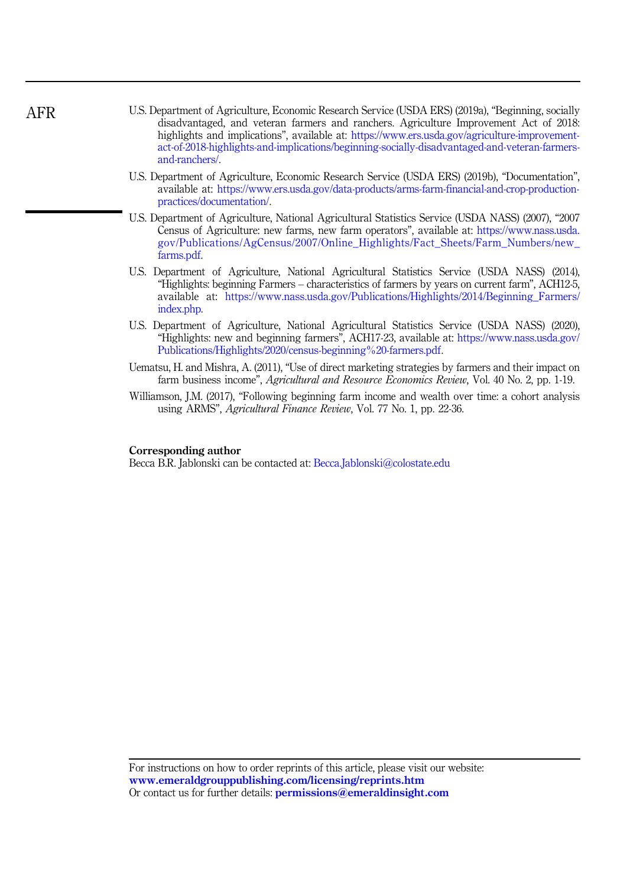U.S. Department of Agriculture, Economic Research Service (USDA ERS) (2019a), "Beginning, socially disadvantaged, and veteran farmers and ranchers. Agriculture Improvement Act of 2018: highlights and implications", available at: https://www.ers.usda.gov/agriculture-improvement-act-of-2018-highlights-and-implications/beginning-socially-disadvantaged-and-veteran-farmers-and-ranchers/.

U.S. Department of Agriculture, Economic Research Service (USDA ERS) (2019b), "Documentation", available at: https://www.ers.usda.gov/data-products/arms-farm-financial-and-crop-production-practices/documentation/.

U.S. Department of Agriculture, National Agricultural Statistics Service (USDA NASS) (2007), "2007 Census of Agriculture: new farms, new farm operators", available at: https://www.nass.usda.gov/Publications/AgCensus/2007/Online_Highlights/Fact_Sheets/Farm_Numbers/new_farms.pdf.

U.S. Department of Agriculture, National Agricultural Statistics Service (USDA NASS) (2014), "Highlights: beginning Farmers – characteristics of farmers by years on current farm", ACH12-5, available at: https://www.nass.usda.gov/Publications/Highlights/2014/Beginning_Farmers/index.php.

U.S. Department of Agriculture, National Agricultural Statistics Service (USDA NASS) (2020), "Highlights: new and beginning farmers", ACH17-23, available at: https://www.nass.usda.gov/Publications/Highlights/2020/census-beginning%20-farmers.pdf.

Uematsu, H. and Mishra, A. (2011), "Use of direct marketing strategies by farmers and their impact on farm business income", *Agricultural and Resource Economics Review*, Vol. 40 No. 2, pp. 1-19.

Williamson, J.M. (2017), "Following beginning farm income and wealth over time: a cohort analysis using ARMS", *Agricultural Finance Review*, Vol. 77 No. 1, pp. 22-36.

**Corresponding author**
Becca B.R. Jablonski can be contacted at: Becca.Jablonski@colostate.edu

For instructions on how to order reprints of this article, please visit our website:
**www.emeraldgrouppublishing.com/licensing/reprints.htm**
Or contact us for further details: **permissions@emeraldinsight.com**